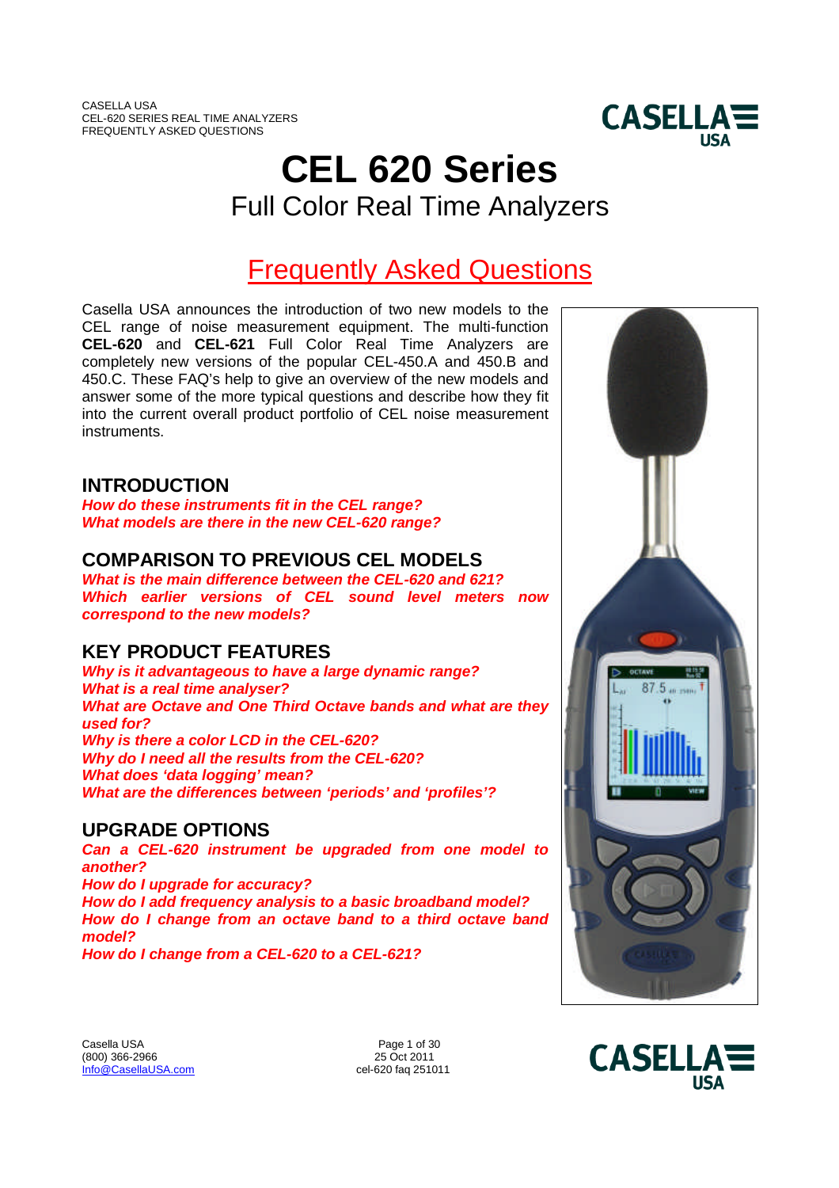# CEL 620 Series

## Full Color Real Time Analyzers

## Frequently Asked Questions

Casella USA announces the introduction of two new models to the CEL range of noise measurement equipment. The multi-function **CEL-620** and **CEL-621** Full Color Real Time Analyzers are completely new versions of the popular CEL-450.A and 450.B and 450.C. These FAQ's help to give an overview of the new models and answer some of the more typical questions and describe how they fit into the current overall product portfolio of CEL noise measurement instruments.

## INTRODUCTION

***How do these instruments fit in the CEL range?***
***What models are there in the new CEL-620 range?***

## COMPARISON TO PREVIOUS CEL MODELS

***What is the main difference between the CEL-620 and 621?***
***Which earlier versions of CEL sound level meters now correspond to the new models?***

## KEY PRODUCT FEATURES

***Why is it advantageous to have a large dynamic range?***
***What is a real time analyser?***
***What are Octave and One Third Octave bands and what are they used for?***
***Why is there a color LCD in the CEL-620?***
***Why do I need all the results from the CEL-620?***
***What does 'data logging' mean?***
***What are the differences between 'periods' and 'profiles'?***

## UPGRADE OPTIONS

***Can a CEL-620 instrument be upgraded from one model to another?***
***How do I upgrade for accuracy?***
***How do I add frequency analysis to a basic broadband model?***
***How do I change from an octave band to a third octave band model?***
***How do I change from a CEL-620 to a CEL-621?***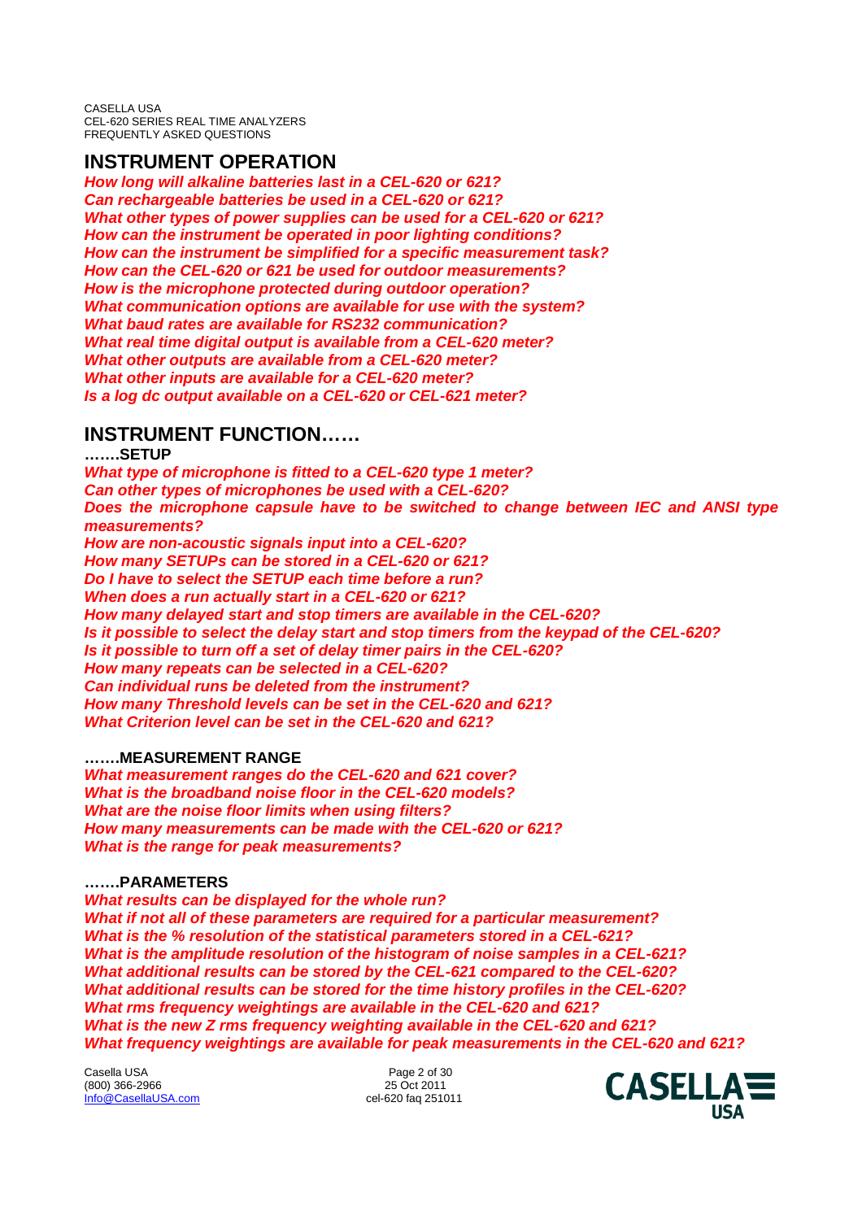## INSTRUMENT OPERATION

***How long will alkaline batteries last in a CEL-620 or 621?***
***Can rechargeable batteries be used in a CEL-620 or 621?***
***What other types of power supplies can be used for a CEL-620 or 621?***
***How can the instrument be operated in poor lighting conditions?***
***How can the instrument be simplified for a specific measurement task?***
***How can the CEL-620 or 621 be used for outdoor measurements?***
***How is the microphone protected during outdoor operation?***
***What communication options are available for use with the system?***
***What baud rates are available for RS232 communication?***
***What real time digital output is available from a CEL-620 meter?***
***What other outputs are available from a CEL-620 meter?***
***What other inputs are available for a CEL-620 meter?***
***Is a log dc output available on a CEL-620 or CEL-621 meter?***

## INSTRUMENT FUNCTION……

**…….SETUP**

***What type of microphone is fitted to a CEL-620 type 1 meter?***
***Can other types of microphones be used with a CEL-620?***
***Does the microphone capsule have to be switched to change between IEC and ANSI type measurements?***
***How are non-acoustic signals input into a CEL-620?***
***How many SETUPs can be stored in a CEL-620 or 621?***
***Do I have to select the SETUP each time before a run?***
***When does a run actually start in a CEL-620 or 621?***
***How many delayed start and stop timers are available in the CEL-620?***
***Is it possible to select the delay start and stop timers from the keypad of the CEL-620?***
***Is it possible to turn off a set of delay timer pairs in the CEL-620?***
***How many repeats can be selected in a CEL-620?***
***Can individual runs be deleted from the instrument?***
***How many Threshold levels can be set in the CEL-620 and 621?***
***What Criterion level can be set in the CEL-620 and 621?***

**…….MEASUREMENT RANGE**

***What measurement ranges do the CEL-620 and 621 cover?***
***What is the broadband noise floor in the CEL-620 models?***
***What are the noise floor limits when using filters?***
***How many measurements can be made with the CEL-620 or 621?***
***What is the range for peak measurements?***

**…….PARAMETERS**

***What results can be displayed for the whole run?***
***What if not all of these parameters are required for a particular measurement?***
***What is the % resolution of the statistical parameters stored in a CEL-621?***
***What is the amplitude resolution of the histogram of noise samples in a CEL-621?***
***What additional results can be stored by the CEL-621 compared to the CEL-620?***
***What additional results can be stored for the time history profiles in the CEL-620?***
***What rms frequency weightings are available in the CEL-620 and 621?***
***What is the new Z rms frequency weighting available in the CEL-620 and 621?***
***What frequency weightings are available for peak measurements in the CEL-620 and 621?***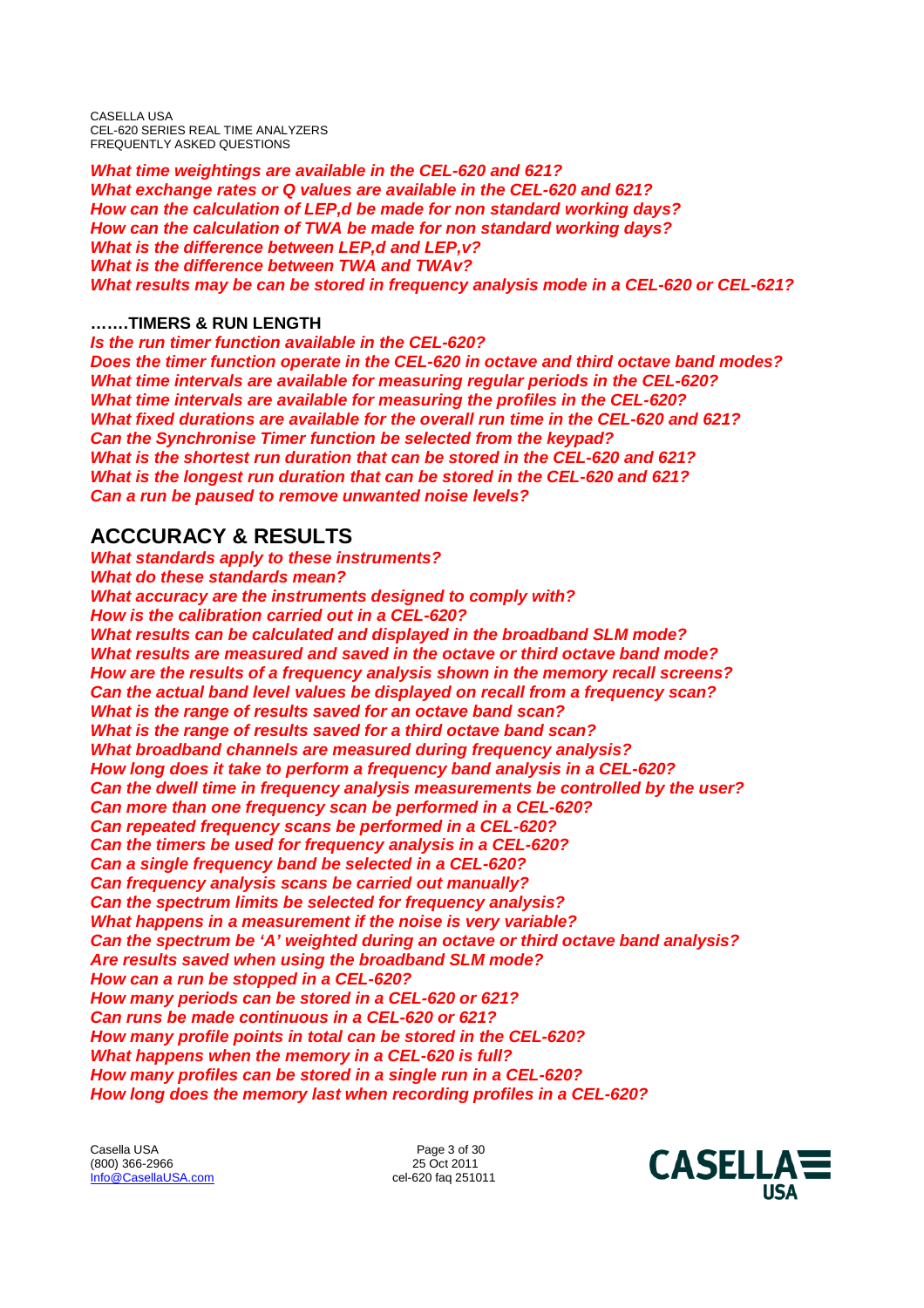*What time weightings are available in the CEL-620 and 621?*
*What exchange rates or Q values are available in the CEL-620 and 621?*
*How can the calculation of LEP,d be made for non standard working days?*
*How can the calculation of TWA be made for non standard working days?*
*What is the difference between LEP,d and LEP,v?*
*What is the difference between TWA and TWAv?*
*What results may be can be stored in frequency analysis mode in a CEL-620 or CEL-621?*

**…….TIMERS & RUN LENGTH**

*Is the run timer function available in the CEL-620?*
*Does the timer function operate in the CEL-620 in octave and third octave band modes?*
*What time intervals are available for measuring regular periods in the CEL-620?*
*What time intervals are available for measuring the profiles in the CEL-620?*
*What fixed durations are available for the overall run time in the CEL-620 and 621?*
*Can the Synchronise Timer function be selected from the keypad?*
*What is the shortest run duration that can be stored in the CEL-620 and 621?*
*What is the longest run duration that can be stored in the CEL-620 and 621?*
*Can a run be paused to remove unwanted noise levels?*

## ACCCURACY & RESULTS

*What standards apply to these instruments?*
*What do these standards mean?*
*What accuracy are the instruments designed to comply with?*
*How is the calibration carried out in a CEL-620?*
*What results can be calculated and displayed in the broadband SLM mode?*
*What results are measured and saved in the octave or third octave band mode?*
*How are the results of a frequency analysis shown in the memory recall screens?*
*Can the actual band level values be displayed on recall from a frequency scan?*
*What is the range of results saved for an octave band scan?*
*What is the range of results saved for a third octave band scan?*
*What broadband channels are measured during frequency analysis?*
*How long does it take to perform a frequency band analysis in a CEL-620?*
*Can the dwell time in frequency analysis measurements be controlled by the user?*
*Can more than one frequency scan be performed in a CEL-620?*
*Can repeated frequency scans be performed in a CEL-620?*
*Can the timers be used for frequency analysis in a CEL-620?*
*Can a single frequency band be selected in a CEL-620?*
*Can frequency analysis scans be carried out manually?*
*Can the spectrum limits be selected for frequency analysis?*
*What happens in a measurement if the noise is very variable?*
*Can the spectrum be 'A' weighted during an octave or third octave band analysis?*
*Are results saved when using the broadband SLM mode?*
*How can a run be stopped in a CEL-620?*
*How many periods can be stored in a CEL-620 or 621?*
*Can runs be made continuous in a CEL-620 or 621?*
*How many profile points in total can be stored in the CEL-620?*
*What happens when the memory in a CEL-620 is full?*
*How many profiles can be stored in a single run in a CEL-620?*
*How long does the memory last when recording profiles in a CEL-620?*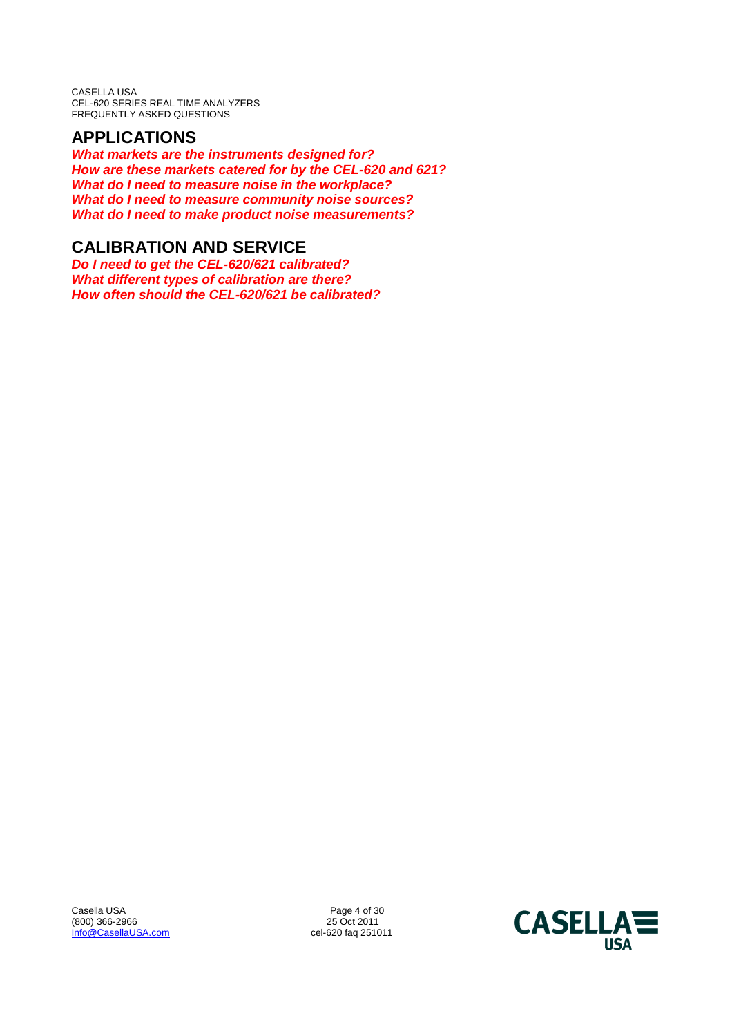## APPLICATIONS

***What markets are the instruments designed for?***
***How are these markets catered for by the CEL-620 and 621?***
***What do I need to measure noise in the workplace?***
***What do I need to measure community noise sources?***
***What do I need to make product noise measurements?***

## CALIBRATION AND SERVICE

***Do I need to get the CEL-620/621 calibrated?***
***What different types of calibration are there?***
***How often should the CEL-620/621 be calibrated?***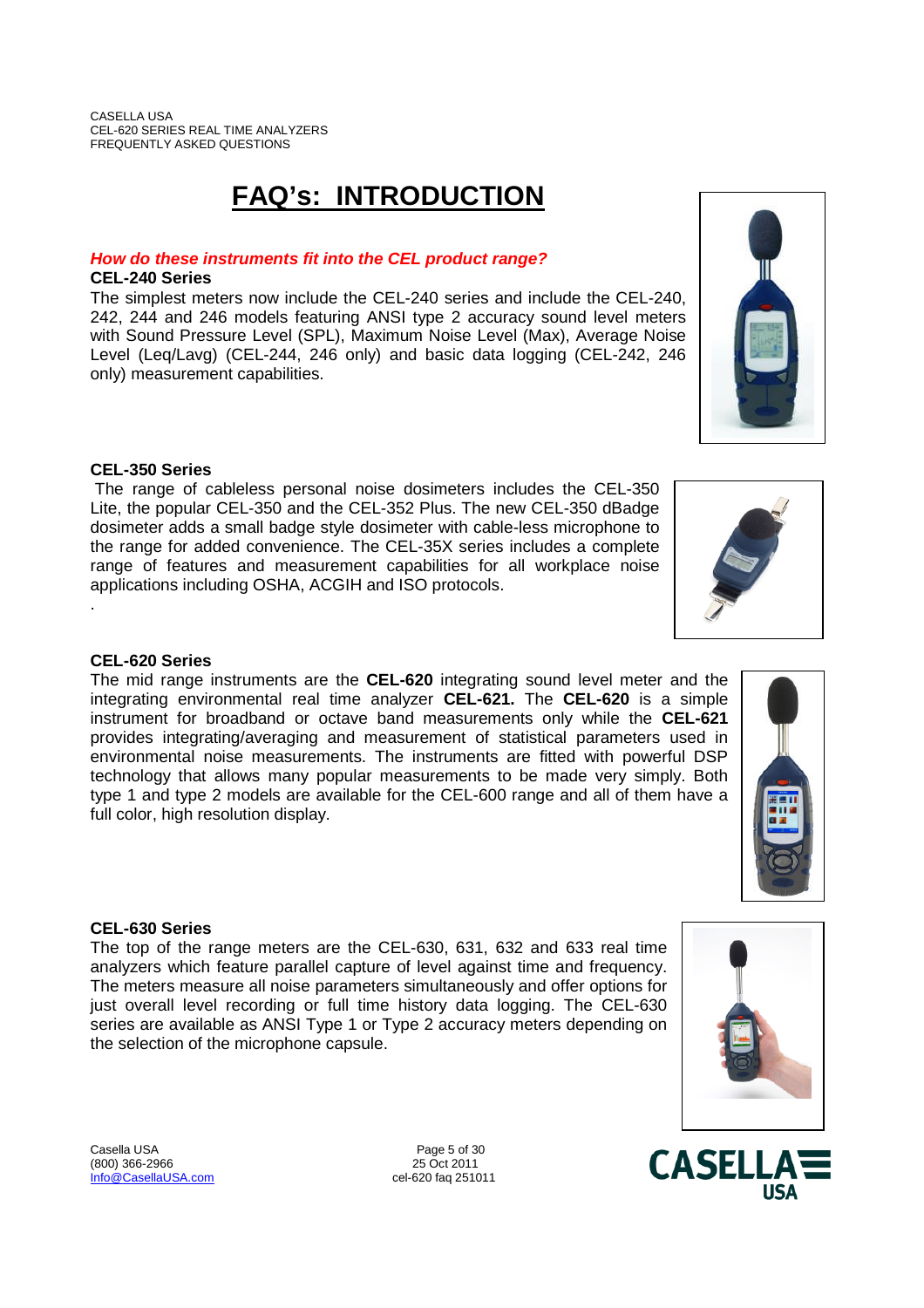# FAQ's: INTRODUCTION

***How do these instruments fit into the CEL product range?***

**CEL-240 Series**

The simplest meters now include the CEL-240 series and include the CEL-240, 242, 244 and 246 models featuring ANSI type 2 accuracy sound level meters with Sound Pressure Level (SPL), Maximum Noise Level (Max), Average Noise Level (Leq/Lavg) (CEL-244, 246 only) and basic data logging (CEL-242, 246 only) measurement capabilities.

**CEL-350 Series**

The range of cableless personal noise dosimeters includes the CEL-350 Lite, the popular CEL-350 and the CEL-352 Plus. The new CEL-350 dBadge dosimeter adds a small badge style dosimeter with cable-less microphone to the range for added convenience. The CEL-35X series includes a complete range of features and measurement capabilities for all workplace noise applications including OSHA, ACGIH and ISO protocols.

.

**CEL-620 Series**

The mid range instruments are the **CEL-620** integrating sound level meter and the integrating environmental real time analyzer **CEL-621.** The **CEL-620** is a simple instrument for broadband or octave band measurements only while the **CEL-621** provides integrating/averaging and measurement of statistical parameters used in environmental noise measurements. The instruments are fitted with powerful DSP technology that allows many popular measurements to be made very simply. Both type 1 and type 2 models are available for the CEL-600 range and all of them have a full color, high resolution display.

**CEL-630 Series**

The top of the range meters are the CEL-630, 631, 632 and 633 real time analyzers which feature parallel capture of level against time and frequency. The meters measure all noise parameters simultaneously and offer options for just overall level recording or full time history data logging. The CEL-630 series are available as ANSI Type 1 or Type 2 accuracy meters depending on the selection of the microphone capsule.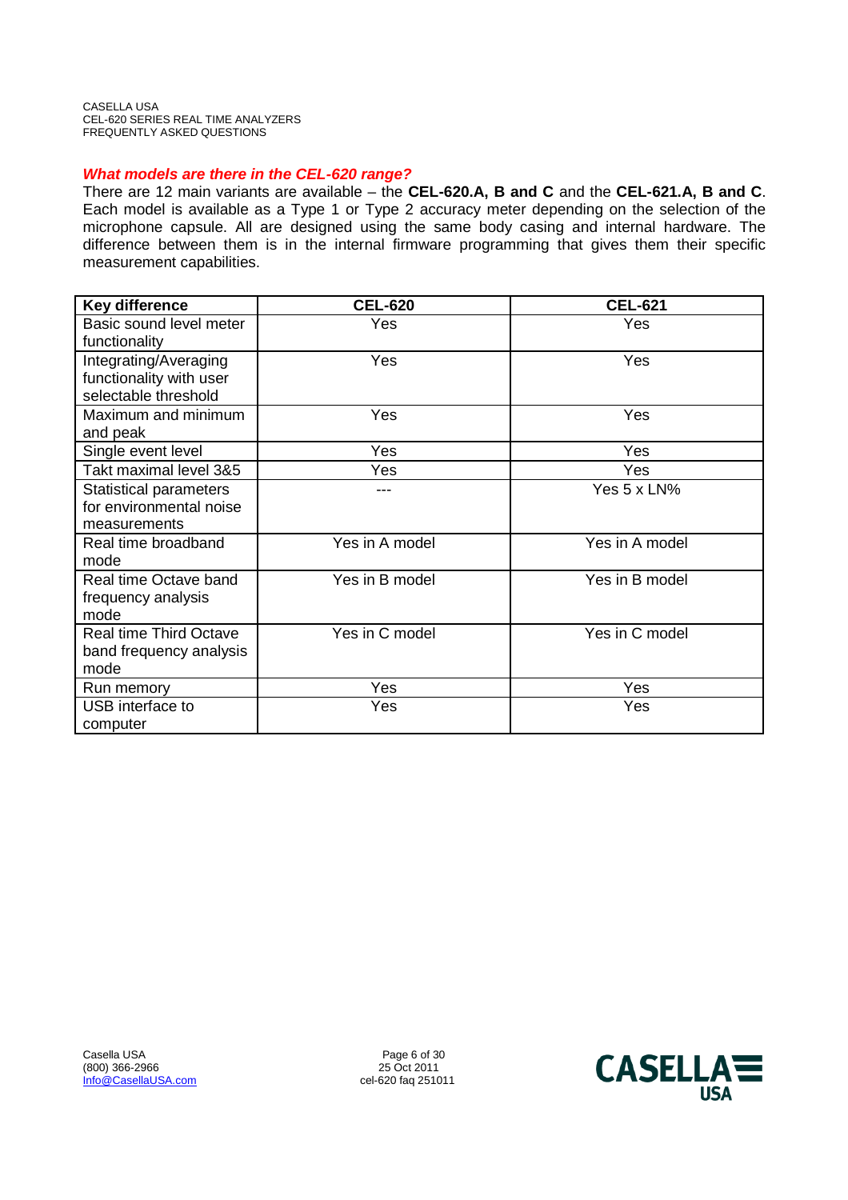### *What models are there in the CEL-620 range?*

There are 12 main variants are available – the **CEL-620.A, B and C** and the **CEL-621.A, B and C**. Each model is available as a Type 1 or Type 2 accuracy meter depending on the selection of the microphone capsule. All are designed using the same body casing and internal hardware. The difference between them is in the internal firmware programming that gives them their specific measurement capabilities.

| Key difference | CEL-620 | CEL-621 |
|---|---|---|
| Basic sound level meter functionality | Yes | Yes |
| Integrating/Averaging functionality with user selectable threshold | Yes | Yes |
| Maximum and minimum and peak | Yes | Yes |
| Single event level | Yes | Yes |
| Takt maximal level 3&5 | Yes | Yes |
| Statistical parameters for environmental noise measurements | --- | Yes 5 x LN% |
| Real time broadband mode | Yes in A model | Yes in A model |
| Real time Octave band frequency analysis mode | Yes in B model | Yes in B model |
| Real time Third Octave band frequency analysis mode | Yes in C model | Yes in C model |
| Run memory | Yes | Yes |
| USB interface to computer | Yes | Yes |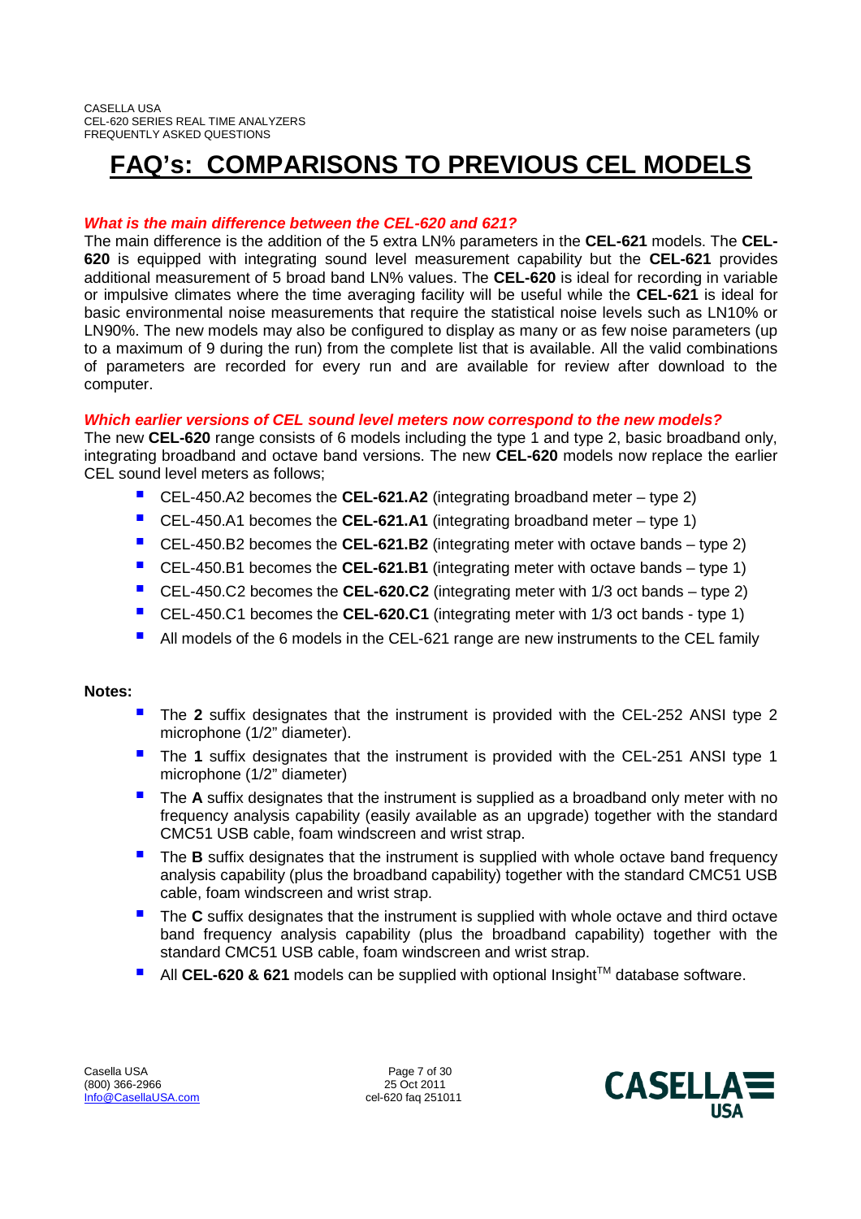# FAQ's: COMPARISONS TO PREVIOUS CEL MODELS

***What is the main difference between the CEL-620 and 621?***

The main difference is the addition of the 5 extra LN% parameters in the **CEL-621** models. The **CEL-620** is equipped with integrating sound level measurement capability but the **CEL-621** provides additional measurement of 5 broad band LN% values. The **CEL-620** is ideal for recording in variable or impulsive climates where the time averaging facility will be useful while the **CEL-621** is ideal for basic environmental noise measurements that require the statistical noise levels such as LN10% or LN90%. The new models may also be configured to display as many or as few noise parameters (up to a maximum of 9 during the run) from the complete list that is available. All the valid combinations of parameters are recorded for every run and are available for review after download to the computer.

***Which earlier versions of CEL sound level meters now correspond to the new models?***

The new **CEL-620** range consists of 6 models including the type 1 and type 2, basic broadband only, integrating broadband and octave band versions. The new **CEL-620** models now replace the earlier CEL sound level meters as follows;

- CEL-450.A2 becomes the **CEL-621.A2** (integrating broadband meter – type 2)
- CEL-450.A1 becomes the **CEL-621.A1** (integrating broadband meter – type 1)
- CEL-450.B2 becomes the **CEL-621.B2** (integrating meter with octave bands – type 2)
- CEL-450.B1 becomes the **CEL-621.B1** (integrating meter with octave bands – type 1)
- CEL-450.C2 becomes the **CEL-620.C2** (integrating meter with 1/3 oct bands – type 2)
- CEL-450.C1 becomes the **CEL-620.C1** (integrating meter with 1/3 oct bands - type 1)
- All models of the 6 models in the CEL-621 range are new instruments to the CEL family

**Notes:**

- The **2** suffix designates that the instrument is provided with the CEL-252 ANSI type 2 microphone (1/2" diameter).
- The **1** suffix designates that the instrument is provided with the CEL-251 ANSI type 1 microphone (1/2" diameter)
- The **A** suffix designates that the instrument is supplied as a broadband only meter with no frequency analysis capability (easily available as an upgrade) together with the standard CMC51 USB cable, foam windscreen and wrist strap.
- The **B** suffix designates that the instrument is supplied with whole octave band frequency analysis capability (plus the broadband capability) together with the standard CMC51 USB cable, foam windscreen and wrist strap.
- The **C** suffix designates that the instrument is supplied with whole octave and third octave band frequency analysis capability (plus the broadband capability) together with the standard CMC51 USB cable, foam windscreen and wrist strap.
- All **CEL-620 & 621** models can be supplied with optional Insight™ database software.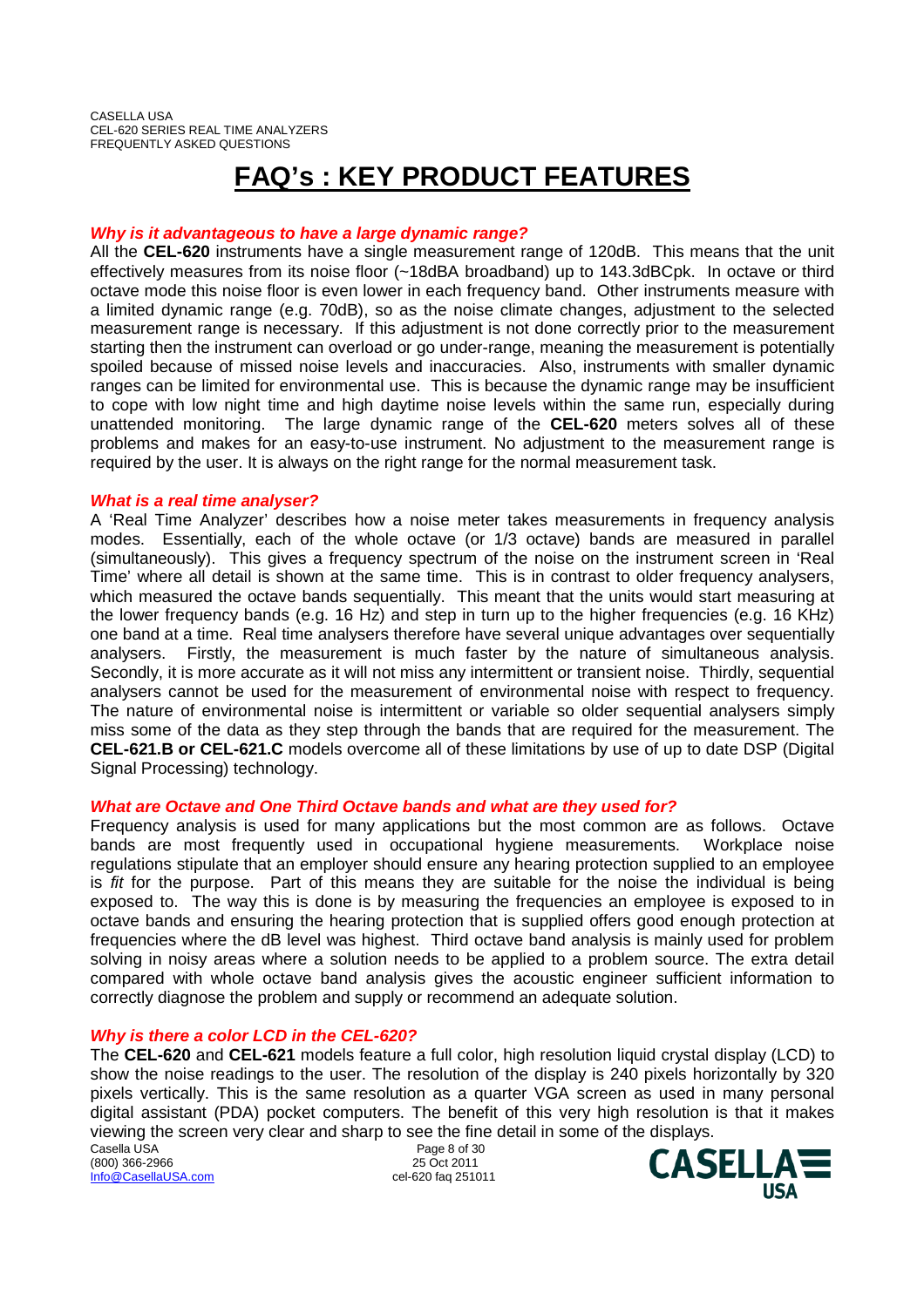# FAQ's : KEY PRODUCT FEATURES

***Why is it advantageous to have a large dynamic range?***

All the **CEL-620** instruments have a single measurement range of 120dB. This means that the unit effectively measures from its noise floor (~18dBA broadband) up to 143.3dBCpk. In octave or third octave mode this noise floor is even lower in each frequency band. Other instruments measure with a limited dynamic range (e.g. 70dB), so as the noise climate changes, adjustment to the selected measurement range is necessary. If this adjustment is not done correctly prior to the measurement starting then the instrument can overload or go under-range, meaning the measurement is potentially spoiled because of missed noise levels and inaccuracies. Also, instruments with smaller dynamic ranges can be limited for environmental use. This is because the dynamic range may be insufficient to cope with low night time and high daytime noise levels within the same run, especially during unattended monitoring. The large dynamic range of the **CEL-620** meters solves all of these problems and makes for an easy-to-use instrument. No adjustment to the measurement range is required by the user. It is always on the right range for the normal measurement task.

***What is a real time analyser?***

A 'Real Time Analyzer' describes how a noise meter takes measurements in frequency analysis modes. Essentially, each of the whole octave (or 1/3 octave) bands are measured in parallel (simultaneously). This gives a frequency spectrum of the noise on the instrument screen in 'Real Time' where all detail is shown at the same time. This is in contrast to older frequency analysers, which measured the octave bands sequentially. This meant that the units would start measuring at the lower frequency bands (e.g. 16 Hz) and step in turn up to the higher frequencies (e.g. 16 KHz) one band at a time. Real time analysers therefore have several unique advantages over sequentially analysers. Firstly, the measurement is much faster by the nature of simultaneous analysis. Secondly, it is more accurate as it will not miss any intermittent or transient noise. Thirdly, sequential analysers cannot be used for the measurement of environmental noise with respect to frequency. The nature of environmental noise is intermittent or variable so older sequential analysers simply miss some of the data as they step through the bands that are required for the measurement. The **CEL-621.B or CEL-621.C** models overcome all of these limitations by use of up to date DSP (Digital Signal Processing) technology.

***What are Octave and One Third Octave bands and what are they used for?***

Frequency analysis is used for many applications but the most common are as follows. Octave bands are most frequently used in occupational hygiene measurements. Workplace noise regulations stipulate that an employer should ensure any hearing protection supplied to an employee is *fit* for the purpose. Part of this means they are suitable for the noise the individual is being exposed to. The way this is done is by measuring the frequencies an employee is exposed to in octave bands and ensuring the hearing protection that is supplied offers good enough protection at frequencies where the dB level was highest. Third octave band analysis is mainly used for problem solving in noisy areas where a solution needs to be applied to a problem source. The extra detail compared with whole octave band analysis gives the acoustic engineer sufficient information to correctly diagnose the problem and supply or recommend an adequate solution.

***Why is there a color LCD in the CEL-620?***

The **CEL-620** and **CEL-621** models feature a full color, high resolution liquid crystal display (LCD) to show the noise readings to the user. The resolution of the display is 240 pixels horizontally by 320 pixels vertically. This is the same resolution as a quarter VGA screen as used in many personal digital assistant (PDA) pocket computers. The benefit of this very high resolution is that it makes viewing the screen very clear and sharp to see the fine detail in some of the displays.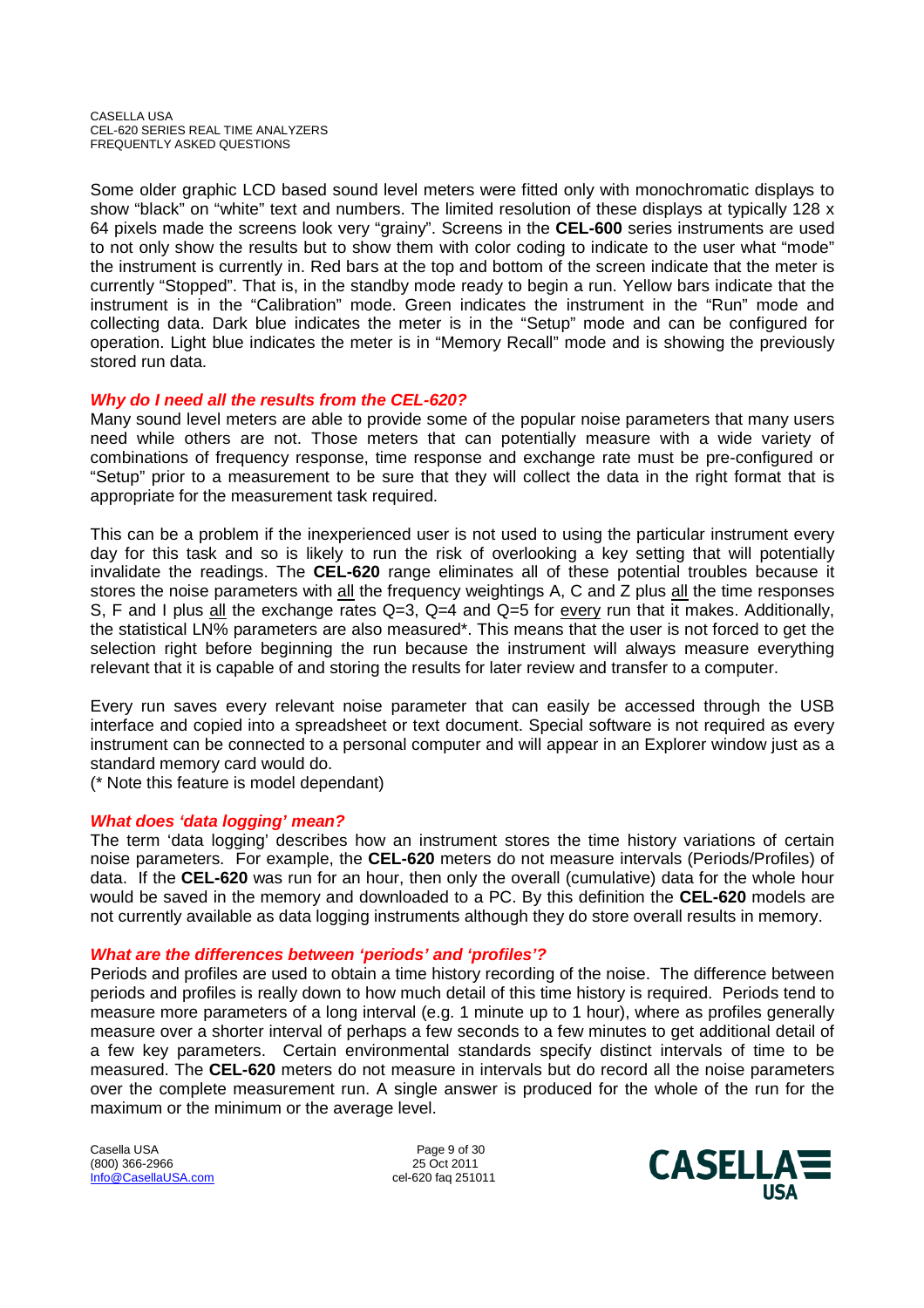Some older graphic LCD based sound level meters were fitted only with monochromatic displays to show “black” on “white” text and numbers. The limited resolution of these displays at typically 128 x 64 pixels made the screens look very “grainy”. Screens in the **CEL-600** series instruments are used to not only show the results but to show them with color coding to indicate to the user what “mode” the instrument is currently in. Red bars at the top and bottom of the screen indicate that the meter is currently “Stopped”. That is, in the standby mode ready to begin a run. Yellow bars indicate that the instrument is in the “Calibration” mode. Green indicates the instrument in the “Run” mode and collecting data. Dark blue indicates the meter is in the “Setup” mode and can be configured for operation. Light blue indicates the meter is in “Memory Recall” mode and is showing the previously stored run data.

### *Why do I need all the results from the CEL-620?*

Many sound level meters are able to provide some of the popular noise parameters that many users need while others are not. Those meters that can potentially measure with a wide variety of combinations of frequency response, time response and exchange rate must be pre-configured or “Setup” prior to a measurement to be sure that they will collect the data in the right format that is appropriate for the measurement task required.

This can be a problem if the inexperienced user is not used to using the particular instrument every day for this task and so is likely to run the risk of overlooking a key setting that will potentially invalidate the readings. The **CEL-620** range eliminates all of these potential troubles because it stores the noise parameters with <u>all</u> the frequency weightings A, C and Z plus <u>all</u> the time responses S, F and I plus <u>all</u> the exchange rates Q=3, Q=4 and Q=5 for <u>every</u> run that it makes. Additionally, the statistical LN% parameters are also measured*. This means that the user is not forced to get the selection right before beginning the run because the instrument will always measure everything relevant that it is capable of and storing the results for later review and transfer to a computer.

Every run saves every relevant noise parameter that can easily be accessed through the USB interface and copied into a spreadsheet or text document. Special software is not required as every instrument can be connected to a personal computer and will appear in an Explorer window just as a standard memory card would do.
(* Note this feature is model dependant)

### *What does ‘data logging’ mean?*

The term ‘data logging’ describes how an instrument stores the time history variations of certain noise parameters. For example, the **CEL-620** meters do not measure intervals (Periods/Profiles) of data. If the **CEL-620** was run for an hour, then only the overall (cumulative) data for the whole hour would be saved in the memory and downloaded to a PC. By this definition the **CEL-620** models are not currently available as data logging instruments although they do store overall results in memory.

### *What are the differences between ‘periods’ and ‘profiles’?*

Periods and profiles are used to obtain a time history recording of the noise. The difference between periods and profiles is really down to how much detail of this time history is required. Periods tend to measure more parameters of a long interval (e.g. 1 minute up to 1 hour), where as profiles generally measure over a shorter interval of perhaps a few seconds to a few minutes to get additional detail of a few key parameters. Certain environmental standards specify distinct intervals of time to be measured. The **CEL-620** meters do not measure in intervals but do record all the noise parameters over the complete measurement run. A single answer is produced for the whole of the run for the maximum or the minimum or the average level.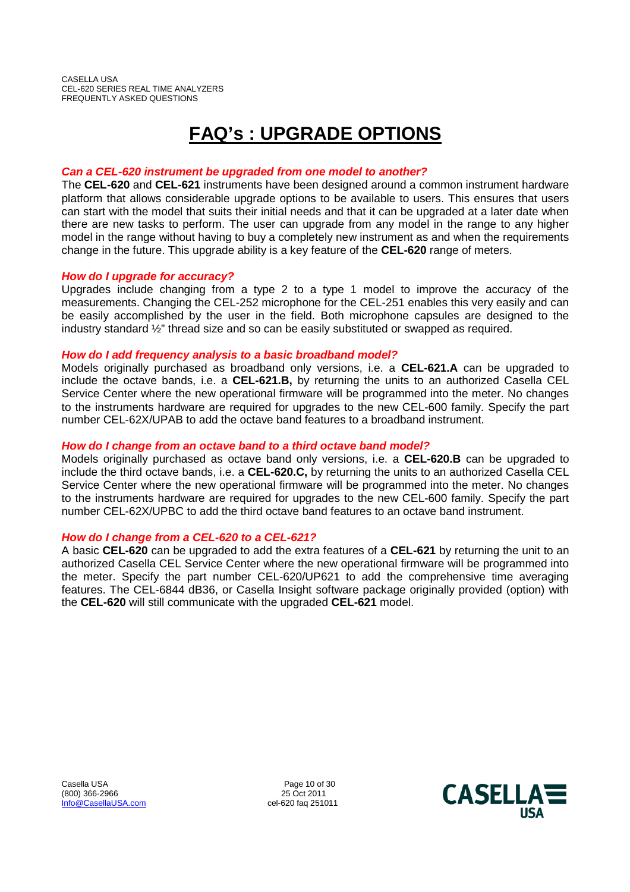# FAQ's : UPGRADE OPTIONS

***Can a CEL-620 instrument be upgraded from one model to another?***

The **CEL-620** and **CEL-621** instruments have been designed around a common instrument hardware platform that allows considerable upgrade options to be available to users. This ensures that users can start with the model that suits their initial needs and that it can be upgraded at a later date when there are new tasks to perform. The user can upgrade from any model in the range to any higher model in the range without having to buy a completely new instrument as and when the requirements change in the future. This upgrade ability is a key feature of the **CEL-620** range of meters.

***How do I upgrade for accuracy?***

Upgrades include changing from a type 2 to a type 1 model to improve the accuracy of the measurements. Changing the CEL-252 microphone for the CEL-251 enables this very easily and can be easily accomplished by the user in the field. Both microphone capsules are designed to the industry standard ½" thread size and so can be easily substituted or swapped as required.

***How do I add frequency analysis to a basic broadband model?***

Models originally purchased as broadband only versions, i.e. a **CEL-621.A** can be upgraded to include the octave bands, i.e. a **CEL-621.B,** by returning the units to an authorized Casella CEL Service Center where the new operational firmware will be programmed into the meter. No changes to the instruments hardware are required for upgrades to the new CEL-600 family. Specify the part number CEL-62X/UPAB to add the octave band features to a broadband instrument.

***How do I change from an octave band to a third octave band model?***

Models originally purchased as octave band only versions, i.e. a **CEL-620.B** can be upgraded to include the third octave bands, i.e. a **CEL-620.C,** by returning the units to an authorized Casella CEL Service Center where the new operational firmware will be programmed into the meter. No changes to the instruments hardware are required for upgrades to the new CEL-600 family. Specify the part number CEL-62X/UPBC to add the third octave band features to an octave band instrument.

***How do I change from a CEL-620 to a CEL-621?***

A basic **CEL-620** can be upgraded to add the extra features of a **CEL-621** by returning the unit to an authorized Casella CEL Service Center where the new operational firmware will be programmed into the meter. Specify the part number CEL-620/UP621 to add the comprehensive time averaging features. The CEL-6844 dB36, or Casella Insight software package originally provided (option) with the **CEL-620** will still communicate with the upgraded **CEL-621** model.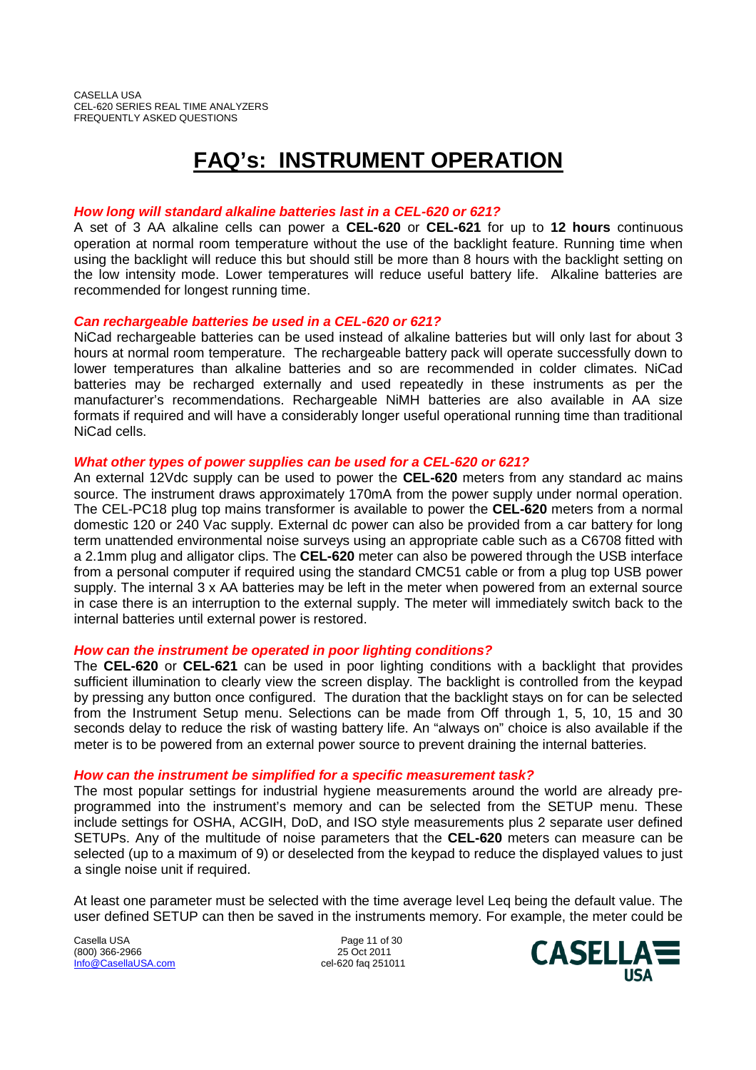# FAQ's: INSTRUMENT OPERATION

***How long will standard alkaline batteries last in a CEL-620 or 621?***

A set of 3 AA alkaline cells can power a **CEL-620** or **CEL-621** for up to **12 hours** continuous operation at normal room temperature without the use of the backlight feature. Running time when using the backlight will reduce this but should still be more than 8 hours with the backlight setting on the low intensity mode. Lower temperatures will reduce useful battery life. Alkaline batteries are recommended for longest running time.

***Can rechargeable batteries be used in a CEL-620 or 621?***

NiCad rechargeable batteries can be used instead of alkaline batteries but will only last for about 3 hours at normal room temperature. The rechargeable battery pack will operate successfully down to lower temperatures than alkaline batteries and so are recommended in colder climates. NiCad batteries may be recharged externally and used repeatedly in these instruments as per the manufacturer's recommendations. Rechargeable NiMH batteries are also available in AA size formats if required and will have a considerably longer useful operational running time than traditional NiCad cells.

***What other types of power supplies can be used for a CEL-620 or 621?***

An external 12Vdc supply can be used to power the **CEL-620** meters from any standard ac mains source. The instrument draws approximately 170mA from the power supply under normal operation. The CEL-PC18 plug top mains transformer is available to power the **CEL-620** meters from a normal domestic 120 or 240 Vac supply. External dc power can also be provided from a car battery for long term unattended environmental noise surveys using an appropriate cable such as a C6708 fitted with a 2.1mm plug and alligator clips. The **CEL-620** meter can also be powered through the USB interface from a personal computer if required using the standard CMC51 cable or from a plug top USB power supply. The internal 3 x AA batteries may be left in the meter when powered from an external source in case there is an interruption to the external supply. The meter will immediately switch back to the internal batteries until external power is restored.

***How can the instrument be operated in poor lighting conditions?***

The **CEL-620** or **CEL-621** can be used in poor lighting conditions with a backlight that provides sufficient illumination to clearly view the screen display. The backlight is controlled from the keypad by pressing any button once configured. The duration that the backlight stays on for can be selected from the Instrument Setup menu. Selections can be made from Off through 1, 5, 10, 15 and 30 seconds delay to reduce the risk of wasting battery life. An "always on" choice is also available if the meter is to be powered from an external power source to prevent draining the internal batteries.

***How can the instrument be simplified for a specific measurement task?***

The most popular settings for industrial hygiene measurements around the world are already pre-programmed into the instrument's memory and can be selected from the SETUP menu. These include settings for OSHA, ACGIH, DoD, and ISO style measurements plus 2 separate user defined SETUPs. Any of the multitude of noise parameters that the **CEL-620** meters can measure can be selected (up to a maximum of 9) or deselected from the keypad to reduce the displayed values to just a single noise unit if required.

At least one parameter must be selected with the time average level Leq being the default value. The user defined SETUP can then be saved in the instruments memory. For example, the meter could be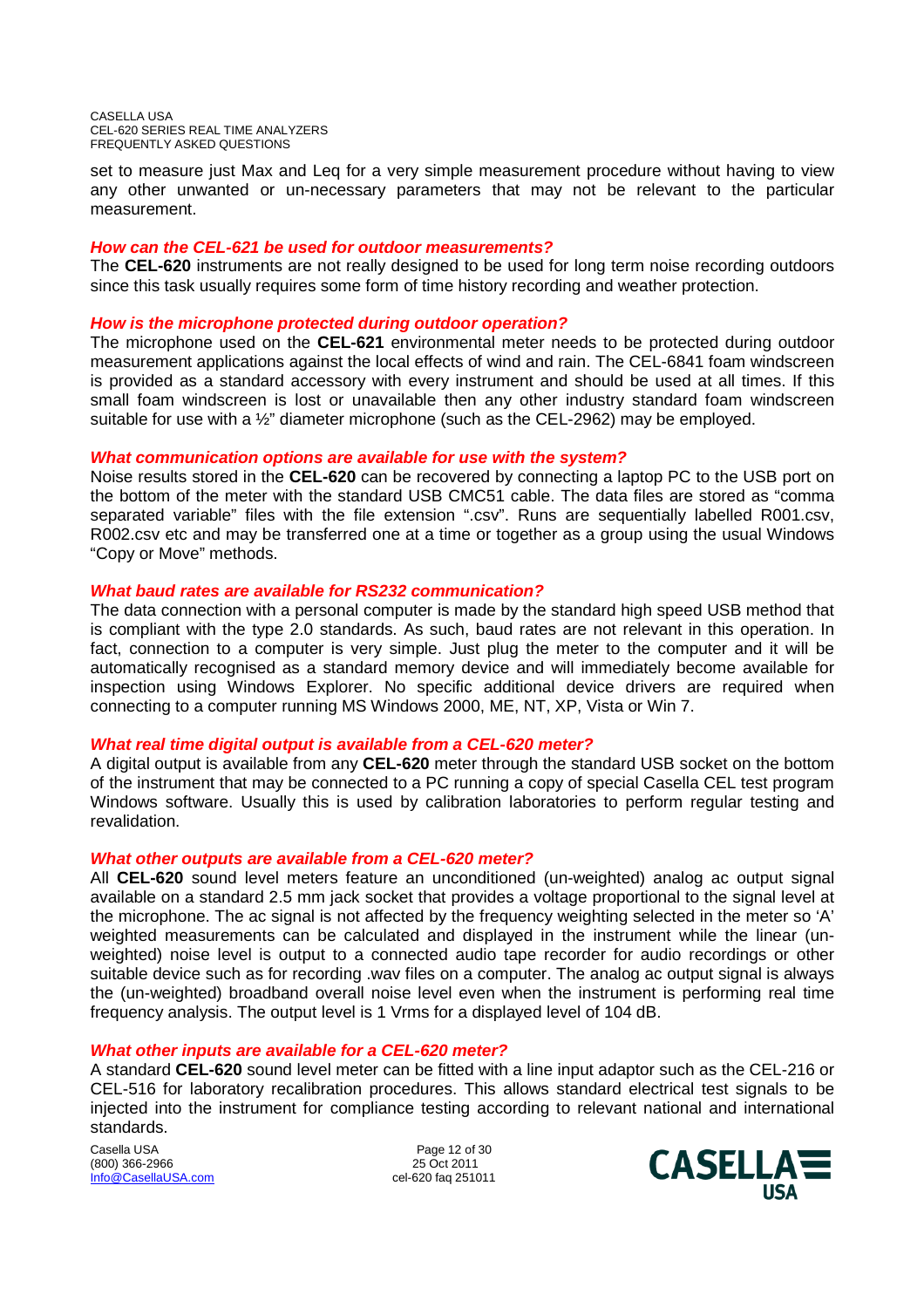set to measure just Max and Leq for a very simple measurement procedure without having to view any other unwanted or un-necessary parameters that may not be relevant to the particular measurement.

### *How can the CEL-621 be used for outdoor measurements?*

The **CEL-620** instruments are not really designed to be used for long term noise recording outdoors since this task usually requires some form of time history recording and weather protection.

### *How is the microphone protected during outdoor operation?*

The microphone used on the **CEL-621** environmental meter needs to be protected during outdoor measurement applications against the local effects of wind and rain. The CEL-6841 foam windscreen is provided as a standard accessory with every instrument and should be used at all times. If this small foam windscreen is lost or unavailable then any other industry standard foam windscreen suitable for use with a ½" diameter microphone (such as the CEL-2962) may be employed.

### *What communication options are available for use with the system?*

Noise results stored in the **CEL-620** can be recovered by connecting a laptop PC to the USB port on the bottom of the meter with the standard USB CMC51 cable. The data files are stored as "comma separated variable" files with the file extension ".csv". Runs are sequentially labelled R001.csv, R002.csv etc and may be transferred one at a time or together as a group using the usual Windows "Copy or Move" methods.

### *What baud rates are available for RS232 communication?*

The data connection with a personal computer is made by the standard high speed USB method that is compliant with the type 2.0 standards. As such, baud rates are not relevant in this operation. In fact, connection to a computer is very simple. Just plug the meter to the computer and it will be automatically recognised as a standard memory device and will immediately become available for inspection using Windows Explorer. No specific additional device drivers are required when connecting to a computer running MS Windows 2000, ME, NT, XP, Vista or Win 7.

### *What real time digital output is available from a CEL-620 meter?*

A digital output is available from any **CEL-620** meter through the standard USB socket on the bottom of the instrument that may be connected to a PC running a copy of special Casella CEL test program Windows software. Usually this is used by calibration laboratories to perform regular testing and revalidation.

### *What other outputs are available from a CEL-620 meter?*

All **CEL-620** sound level meters feature an unconditioned (un-weighted) analog ac output signal available on a standard 2.5 mm jack socket that provides a voltage proportional to the signal level at the microphone. The ac signal is not affected by the frequency weighting selected in the meter so 'A' weighted measurements can be calculated and displayed in the instrument while the linear (un-weighted) noise level is output to a connected audio tape recorder for audio recordings or other suitable device such as for recording .wav files on a computer. The analog ac output signal is always the (un-weighted) broadband overall noise level even when the instrument is performing real time frequency analysis. The output level is 1 Vrms for a displayed level of 104 dB.

### *What other inputs are available for a CEL-620 meter?*

A standard **CEL-620** sound level meter can be fitted with a line input adaptor such as the CEL-216 or CEL-516 for laboratory recalibration procedures. This allows standard electrical test signals to be injected into the instrument for compliance testing according to relevant national and international standards.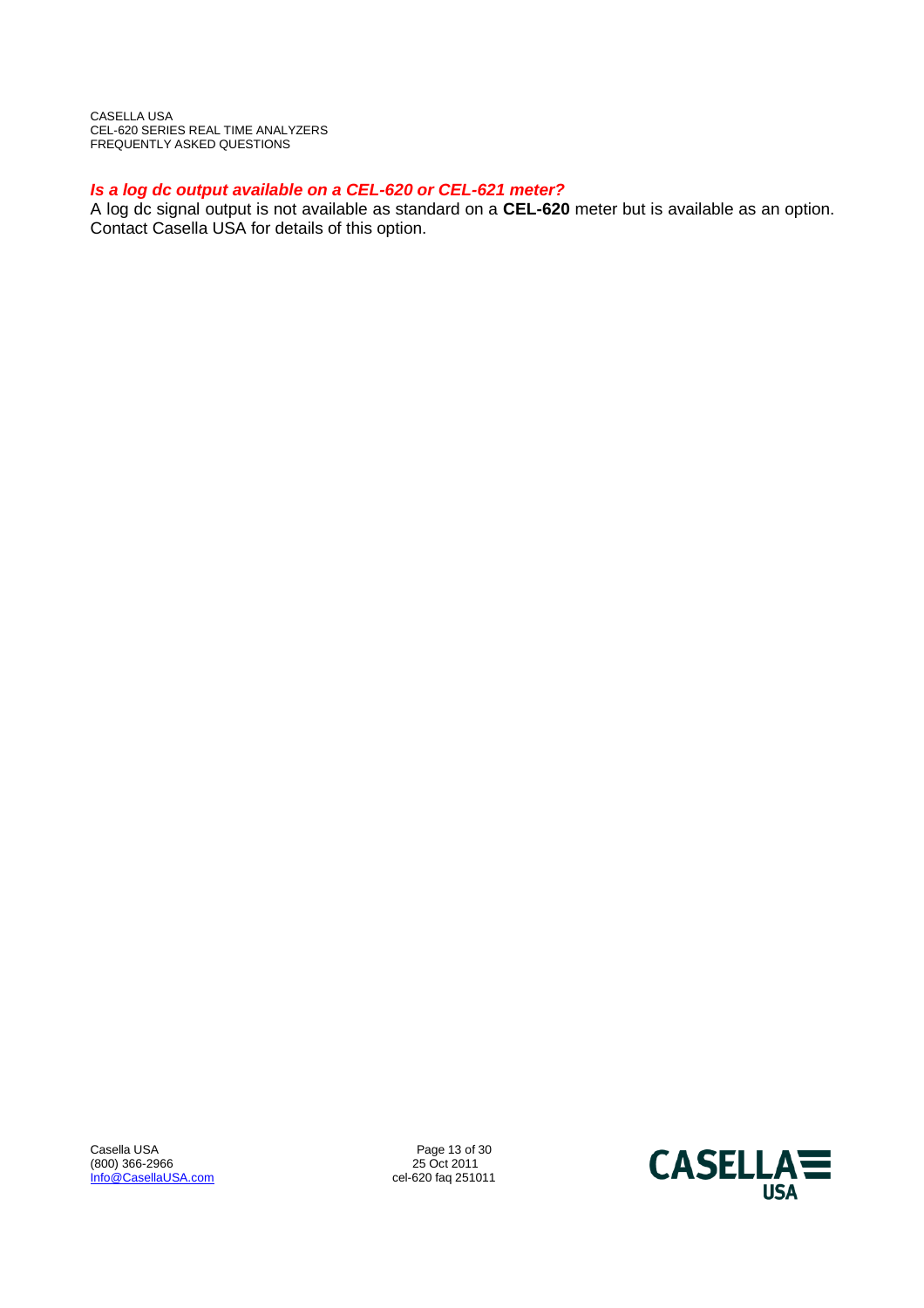### *Is a log dc output available on a CEL-620 or CEL-621 meter?*

A log dc signal output is not available as standard on a **CEL-620** meter but is available as an option. Contact Casella USA for details of this option.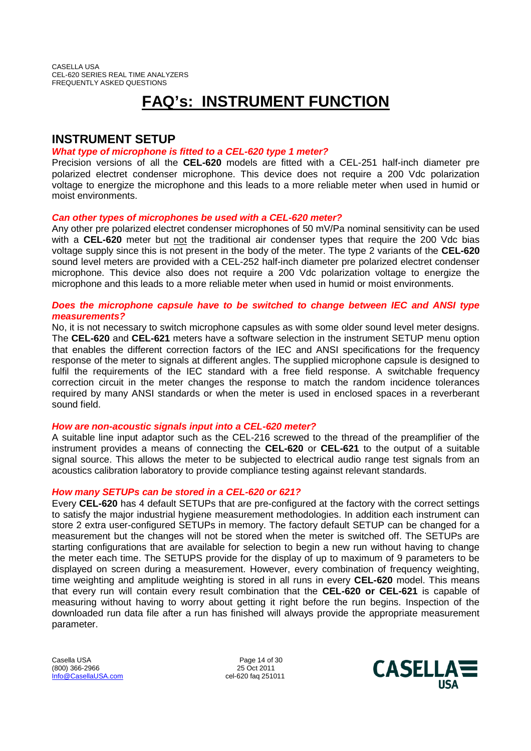# FAQ's: INSTRUMENT FUNCTION

## INSTRUMENT SETUP

### *What type of microphone is fitted to a CEL-620 type 1 meter?*

Precision versions of all the **CEL-620** models are fitted with a CEL-251 half-inch diameter pre polarized electret condenser microphone. This device does not require a 200 Vdc polarization voltage to energize the microphone and this leads to a more reliable meter when used in humid or moist environments.

### *Can other types of microphones be used with a CEL-620 meter?*

Any other pre polarized electret condenser microphones of 50 mV/Pa nominal sensitivity can be used with a **CEL-620** meter but <u>not</u> the traditional air condenser types that require the 200 Vdc bias voltage supply since this is not present in the body of the meter. The type 2 variants of the **CEL-620** sound level meters are provided with a CEL-252 half-inch diameter pre polarized electret condenser microphone. This device also does not require a 200 Vdc polarization voltage to energize the microphone and this leads to a more reliable meter when used in humid or moist environments.

### *Does the microphone capsule have to be switched to change between IEC and ANSI type measurements?*

No, it is not necessary to switch microphone capsules as with some older sound level meter designs. The **CEL-620** and **CEL-621** meters have a software selection in the instrument SETUP menu option that enables the different correction factors of the IEC and ANSI specifications for the frequency response of the meter to signals at different angles. The supplied microphone capsule is designed to fulfil the requirements of the IEC standard with a free field response. A switchable frequency correction circuit in the meter changes the response to match the random incidence tolerances required by many ANSI standards or when the meter is used in enclosed spaces in a reverberant sound field.

### *How are non-acoustic signals input into a CEL-620 meter?*

A suitable line input adaptor such as the CEL-216 screwed to the thread of the preamplifier of the instrument provides a means of connecting the **CEL-620** or **CEL-621** to the output of a suitable signal source. This allows the meter to be subjected to electrical audio range test signals from an acoustics calibration laboratory to provide compliance testing against relevant standards.

### *How many SETUPs can be stored in a CEL-620 or 621?*

Every **CEL-620** has 4 default SETUPs that are pre-configured at the factory with the correct settings to satisfy the major industrial hygiene measurement methodologies. In addition each instrument can store 2 extra user-configured SETUPs in memory. The factory default SETUP can be changed for a measurement but the changes will not be stored when the meter is switched off. The SETUPs are starting configurations that are available for selection to begin a new run without having to change the meter each time. The SETUPS provide for the display of up to maximum of 9 parameters to be displayed on screen during a measurement. However, every combination of frequency weighting, time weighting and amplitude weighting is stored in all runs in every **CEL-620** model. This means that every run will contain every result combination that the **CEL-620 or CEL-621** is capable of measuring without having to worry about getting it right before the run begins. Inspection of the downloaded run data file after a run has finished will always provide the appropriate measurement parameter.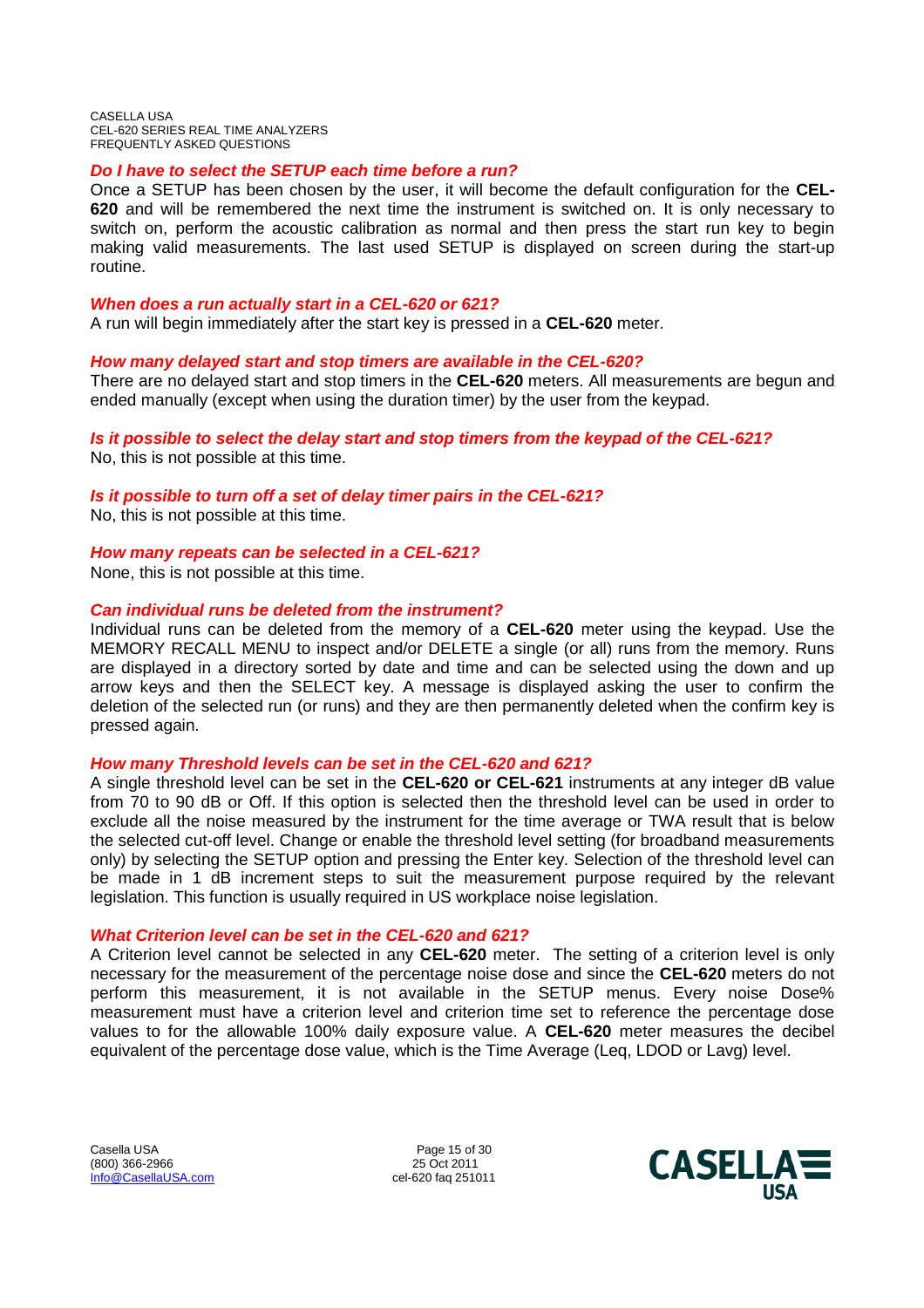***Do I have to select the SETUP each time before a run?***

Once a SETUP has been chosen by the user, it will become the default configuration for the **CEL-620** and will be remembered the next time the instrument is switched on. It is only necessary to switch on, perform the acoustic calibration as normal and then press the start run key to begin making valid measurements. The last used SETUP is displayed on screen during the start-up routine.

***When does a run actually start in a CEL-620 or 621?***

A run will begin immediately after the start key is pressed in a **CEL-620** meter.

***How many delayed start and stop timers are available in the CEL-620?***

There are no delayed start and stop timers in the **CEL-620** meters. All measurements are begun and ended manually (except when using the duration timer) by the user from the keypad.

***Is it possible to select the delay start and stop timers from the keypad of the CEL-621?***

No, this is not possible at this time.

***Is it possible to turn off a set of delay timer pairs in the CEL-621?***

No, this is not possible at this time.

***How many repeats can be selected in a CEL-621?***

None, this is not possible at this time.

***Can individual runs be deleted from the instrument?***

Individual runs can be deleted from the memory of a **CEL-620** meter using the keypad. Use the MEMORY RECALL MENU to inspect and/or DELETE a single (or all) runs from the memory. Runs are displayed in a directory sorted by date and time and can be selected using the down and up arrow keys and then the SELECT key. A message is displayed asking the user to confirm the deletion of the selected run (or runs) and they are then permanently deleted when the confirm key is pressed again.

***How many Threshold levels can be set in the CEL-620 and 621?***

A single threshold level can be set in the **CEL-620 or CEL-621** instruments at any integer dB value from 70 to 90 dB or Off. If this option is selected then the threshold level can be used in order to exclude all the noise measured by the instrument for the time average or TWA result that is below the selected cut-off level. Change or enable the threshold level setting (for broadband measurements only) by selecting the SETUP option and pressing the Enter key. Selection of the threshold level can be made in 1 dB increment steps to suit the measurement purpose required by the relevant legislation. This function is usually required in US workplace noise legislation.

***What Criterion level can be set in the CEL-620 and 621?***

A Criterion level cannot be selected in any **CEL-620** meter. The setting of a criterion level is only necessary for the measurement of the percentage noise dose and since the **CEL-620** meters do not perform this measurement, it is not available in the SETUP menus. Every noise Dose% measurement must have a criterion level and criterion time set to reference the percentage dose values to for the allowable 100% daily exposure value. A **CEL-620** meter measures the decibel equivalent of the percentage dose value, which is the Time Average (Leq, LDOD or Lavg) level.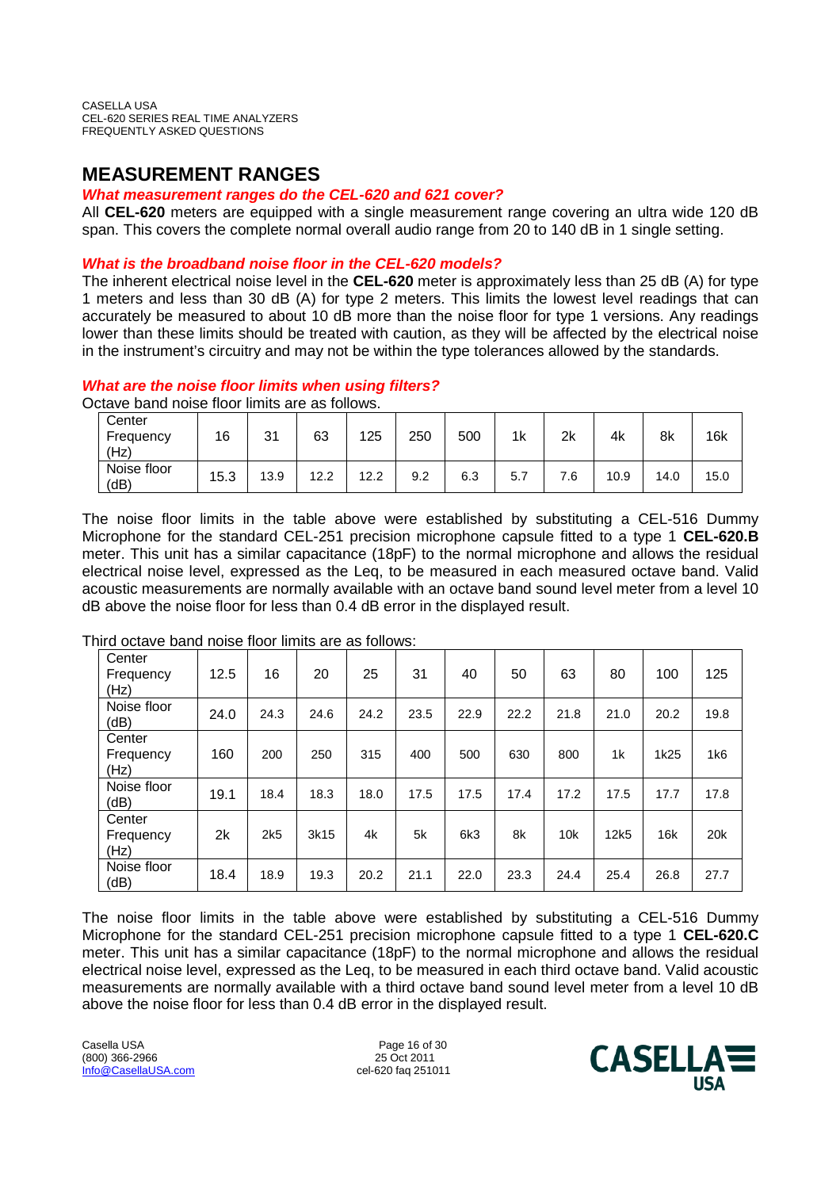# MEASUREMENT RANGES

### *What measurement ranges do the CEL-620 and 621 cover?*

All **CEL-620** meters are equipped with a single measurement range covering an ultra wide 120 dB span. This covers the complete normal overall audio range from 20 to 140 dB in 1 single setting.

### *What is the broadband noise floor in the CEL-620 models?*

The inherent electrical noise level in the **CEL-620** meter is approximately less than 25 dB (A) for type 1 meters and less than 30 dB (A) for type 2 meters. This limits the lowest level readings that can accurately be measured to about 10 dB more than the noise floor for type 1 versions. Any readings lower than these limits should be treated with caution, as they will be affected by the electrical noise in the instrument's circuitry and may not be within the type tolerances allowed by the standards.

### *What are the noise floor limits when using filters?*

Octave band noise floor limits are as follows.

| Center Frequency (Hz) | 16 | 31 | 63 | 125 | 250 | 500 | 1k | 2k | 4k | 8k | 16k |
|---|---|---|---|---|---|---|---|---|---|---|---|
| Noise floor (dB) | 15.3 | 13.9 | 12.2 | 12.2 | 9.2 | 6.3 | 5.7 | 7.6 | 10.9 | 14.0 | 15.0 |

The noise floor limits in the table above were established by substituting a CEL-516 Dummy Microphone for the standard CEL-251 precision microphone capsule fitted to a type 1 **CEL-620.B** meter. This unit has a similar capacitance (18pF) to the normal microphone and allows the residual electrical noise level, expressed as the Leq, to be measured in each measured octave band. Valid acoustic measurements are normally available with an octave band sound level meter from a level 10 dB above the noise floor for less than 0.4 dB error in the displayed result.

Third octave band noise floor limits are as follows:

| Center Frequency (Hz) | 12.5 | 16 | 20 | 25 | 31 | 40 | 50 | 63 | 80 | 100 | 125 |
|---|---|---|---|---|---|---|---|---|---|---|---|
| Noise floor (dB) | 24.0 | 24.3 | 24.6 | 24.2 | 23.5 | 22.9 | 22.2 | 21.8 | 21.0 | 20.2 | 19.8 |
| Center Frequency (Hz) | 160 | 200 | 250 | 315 | 400 | 500 | 630 | 800 | 1k | 1k25 | 1k6 |
| Noise floor (dB) | 19.1 | 18.4 | 18.3 | 18.0 | 17.5 | 17.5 | 17.4 | 17.2 | 17.5 | 17.7 | 17.8 |
| Center Frequency (Hz) | 2k | 2k5 | 3k15 | 4k | 5k | 6k3 | 8k | 10k | 12k5 | 16k | 20k |
| Noise floor (dB) | 18.4 | 18.9 | 19.3 | 20.2 | 21.1 | 22.0 | 23.3 | 24.4 | 25.4 | 26.8 | 27.7 |

The noise floor limits in the table above were established by substituting a CEL-516 Dummy Microphone for the standard CEL-251 precision microphone capsule fitted to a type 1 **CEL-620.C** meter. This unit has a similar capacitance (18pF) to the normal microphone and allows the residual electrical noise level, expressed as the Leq, to be measured in each third octave band. Valid acoustic measurements are normally available with a third octave band sound level meter from a level 10 dB above the noise floor for less than 0.4 dB error in the displayed result.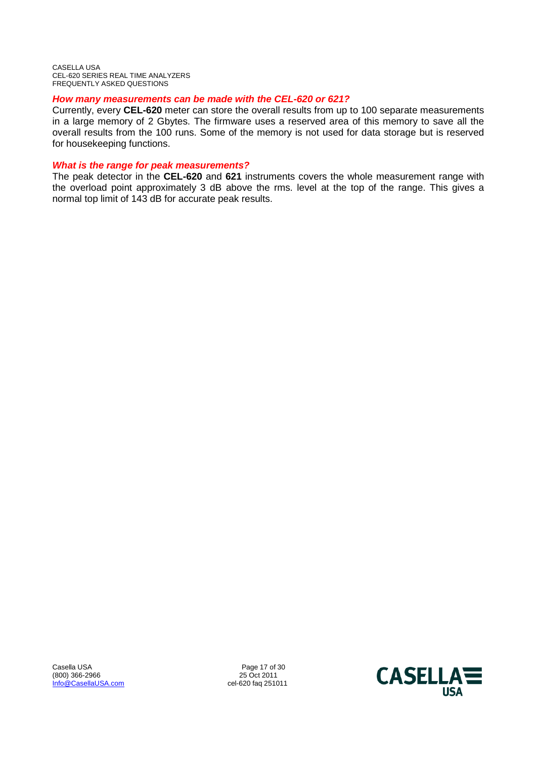### *How many measurements can be made with the CEL-620 or 621?*

Currently, every **CEL-620** meter can store the overall results from up to 100 separate measurements in a large memory of 2 Gbytes. The firmware uses a reserved area of this memory to save all the overall results from the 100 runs. Some of the memory is not used for data storage but is reserved for housekeeping functions.

### *What is the range for peak measurements?*

The peak detector in the **CEL-620** and **621** instruments covers the whole measurement range with the overload point approximately 3 dB above the rms. level at the top of the range. This gives a normal top limit of 143 dB for accurate peak results.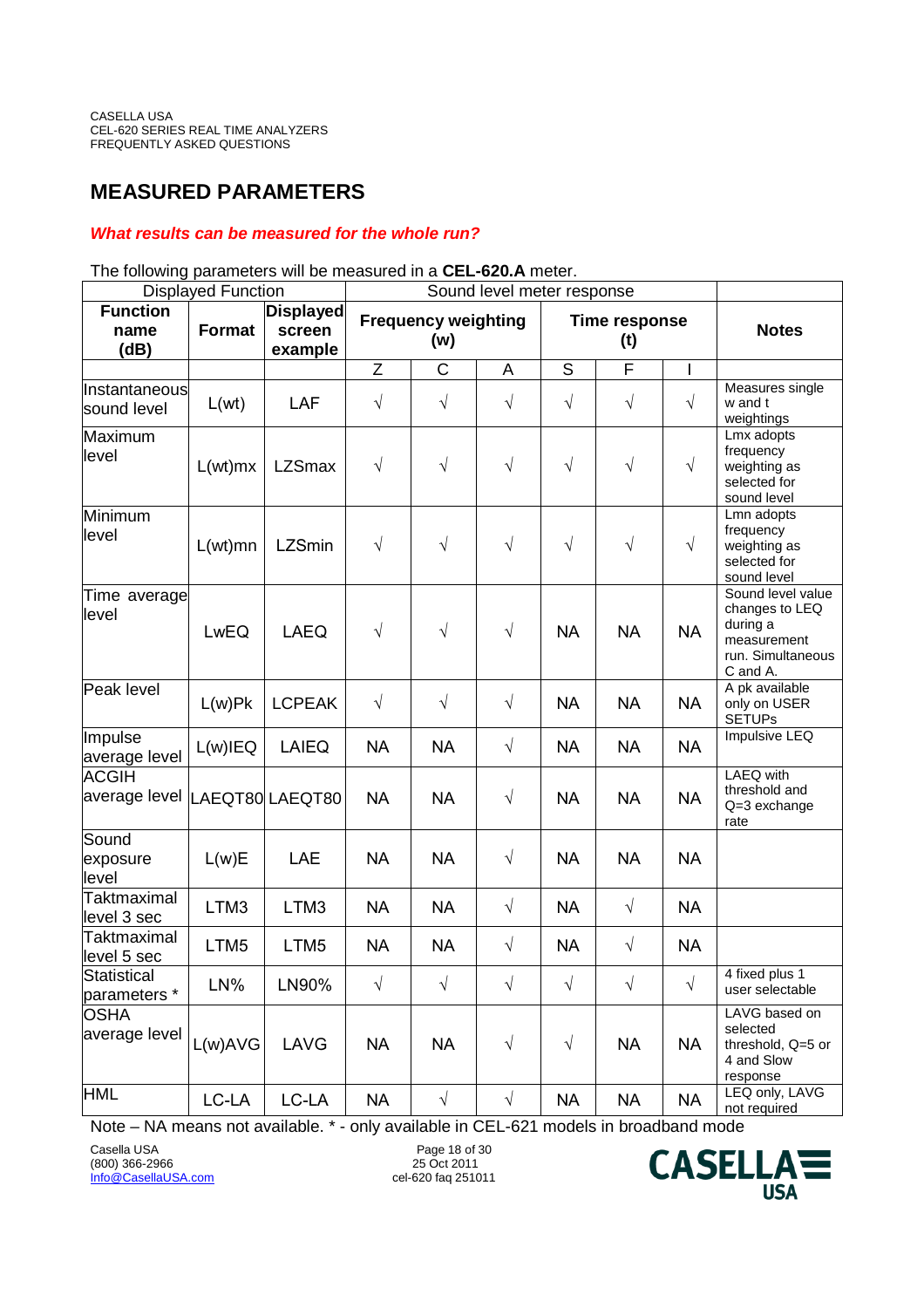## MEASURED PARAMETERS

***What results can be measured for the whole run?***

The following parameters will be measured in a **CEL-620.A** meter.

| Displayed Function | | | Sound level meter response | | | | | | |
|---|---|---|---|---|---|---|---|---|---|
| **Function name (dB)** | **Format** | **Displayed screen example** | **Frequency weighting (w)** | | | **Time response (t)** | | | **Notes** |
| | | | Z | C | A | S | F | I | |
| Instantaneous sound level | L(wt) | LAF | √ | √ | √ | √ | √ | √ | Measures single w and t weightings |
| Maximum level | L(wt)mx | LZSmax | √ | √ | √ | √ | √ | √ | Lmx adopts frequency weighting as selected for sound level |
| Minimum level | L(wt)mn | LZSmin | √ | √ | √ | √ | √ | √ | Lmn adopts frequency weighting as selected for sound level |
| Time average level | LwEQ | LAEQ | √ | √ | √ | NA | NA | NA | Sound level value changes to LEQ during a measurement run. Simultaneous C and A. |
| Peak level | L(w)Pk | LCPEAK | √ | √ | √ | NA | NA | NA | A pk available only on USER SETUPs |
| Impulse average level | L(w)IEQ | LAIEQ | NA | NA | √ | NA | NA | NA | Impulsive LEQ |
| ACGIH average level | LAEQT80 | LAEQT80 | NA | NA | √ | NA | NA | NA | LAEQ with threshold and Q=3 exchange rate |
| Sound exposure level | L(w)E | LAE | NA | NA | √ | NA | NA | NA | |
| Taktmaximal level 3 sec | LTM3 | LTM3 | NA | NA | √ | NA | √ | NA | |
| Taktmaximal level 5 sec | LTM5 | LTM5 | NA | NA | √ | NA | √ | NA | |
| Statistical parameters * | LN% | LN90% | √ | √ | √ | √ | √ | √ | 4 fixed plus 1 user selectable |
| OSHA average level | L(w)AVG | LAVG | NA | NA | √ | √ | NA | NA | LAVG based on selected threshold, Q=5 or 4 and Slow response |
| HML | LC-LA | LC-LA | NA | √ | √ | NA | NA | NA | LEQ only, LAVG not required |

Note – NA means not available. * - only available in CEL-621 models in broadband mode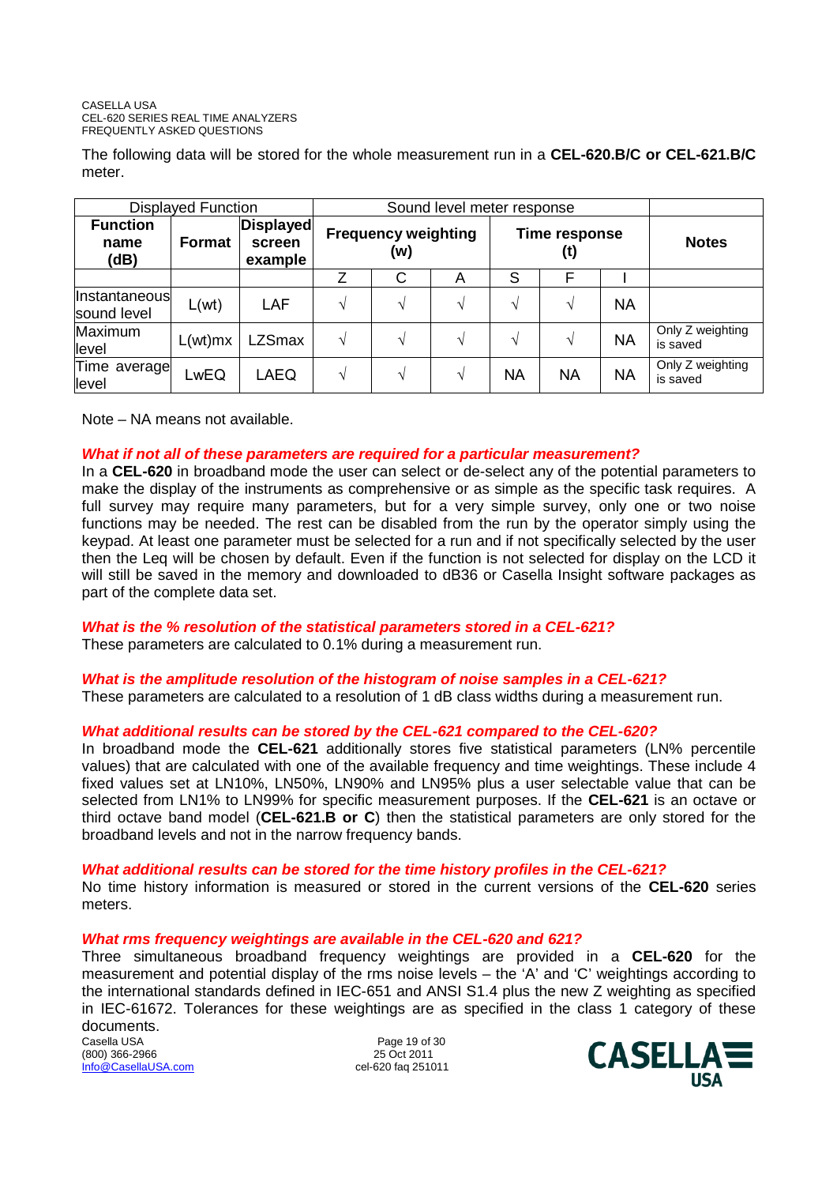The following data will be stored for the whole measurement run in a **CEL-620.B/C or CEL-621.B/C** meter.

| Displayed Function | | | Sound level meter response | | | | | | |
|---|---|---|---|---|---|---|---|---|---|
| **Function name (dB)** | **Format** | **Displayed screen example** | **Frequency weighting (w)** | | | **Time response (t)** | | | **Notes** |
| | | | Z | C | A | S | F | I | |
| Instantaneous sound level | L(wt) | LAF | √ | √ | √ | √ | √ | NA | |
| Maximum level | L(wt)mx | LZSmax | √ | √ | √ | √ | √ | NA | Only Z weighting is saved |
| Time average level | LwEQ | LAEQ | √ | √ | √ | NA | NA | NA | Only Z weighting is saved |

Note – NA means not available.

***What if not all of these parameters are required for a particular measurement?***

In a **CEL-620** in broadband mode the user can select or de-select any of the potential parameters to make the display of the instruments as comprehensive or as simple as the specific task requires. A full survey may require many parameters, but for a very simple survey, only one or two noise functions may be needed. The rest can be disabled from the run by the operator simply using the keypad. At least one parameter must be selected for a run and if not specifically selected by the user then the Leq will be chosen by default. Even if the function is not selected for display on the LCD it will still be saved in the memory and downloaded to dB36 or Casella Insight software packages as part of the complete data set.

***What is the % resolution of the statistical parameters stored in a CEL-621?***

These parameters are calculated to 0.1% during a measurement run.

***What is the amplitude resolution of the histogram of noise samples in a CEL-621?***

These parameters are calculated to a resolution of 1 dB class widths during a measurement run.

***What additional results can be stored by the CEL-621 compared to the CEL-620?***

In broadband mode the **CEL-621** additionally stores five statistical parameters (LN% percentile values) that are calculated with one of the available frequency and time weightings. These include 4 fixed values set at LN10%, LN50%, LN90% and LN95% plus a user selectable value that can be selected from LN1% to LN99% for specific measurement purposes. If the **CEL-621** is an octave or third octave band model (**CEL-621.B or C**) then the statistical parameters are only stored for the broadband levels and not in the narrow frequency bands.

***What additional results can be stored for the time history profiles in the CEL-621?***

No time history information is measured or stored in the current versions of the **CEL-620** series meters.

***What rms frequency weightings are available in the CEL-620 and 621?***

Three simultaneous broadband frequency weightings are provided in a **CEL-620** for the measurement and potential display of the rms noise levels – the ‘A’ and ‘C’ weightings according to the international standards defined in IEC-651 and ANSI S1.4 plus the new Z weighting as specified in IEC-61672. Tolerances for these weightings are as specified in the class 1 category of these documents.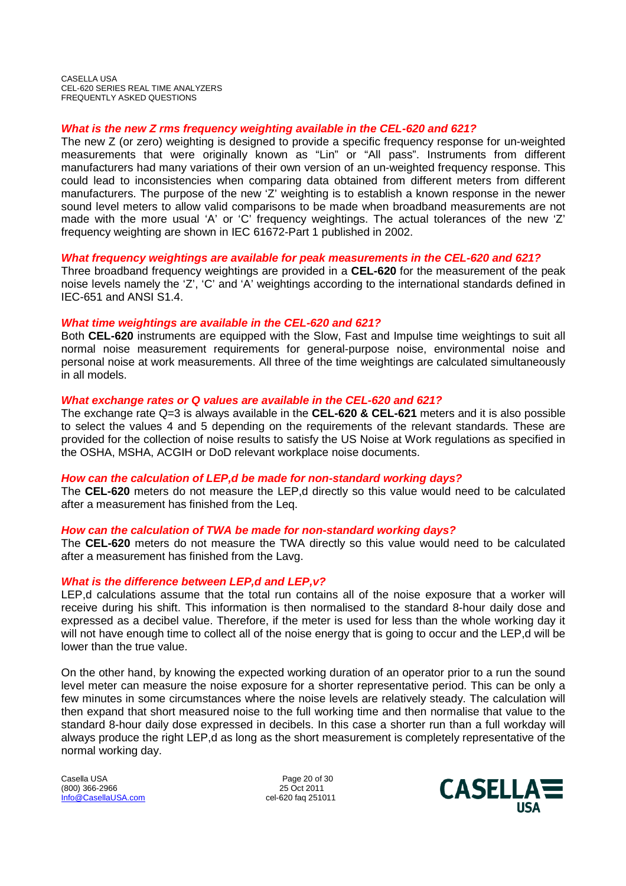### *What is the new Z rms frequency weighting available in the CEL-620 and 621?*

The new Z (or zero) weighting is designed to provide a specific frequency response for un-weighted measurements that were originally known as "Lin" or "All pass". Instruments from different manufacturers had many variations of their own version of an un-weighted frequency response. This could lead to inconsistencies when comparing data obtained from different meters from different manufacturers. The purpose of the new 'Z' weighting is to establish a known response in the newer sound level meters to allow valid comparisons to be made when broadband measurements are not made with the more usual 'A' or 'C' frequency weightings. The actual tolerances of the new 'Z' frequency weighting are shown in IEC 61672-Part 1 published in 2002.

### *What frequency weightings are available for peak measurements in the CEL-620 and 621?*

Three broadband frequency weightings are provided in a **CEL-620** for the measurement of the peak noise levels namely the 'Z', 'C' and 'A' weightings according to the international standards defined in IEC-651 and ANSI S1.4.

### *What time weightings are available in the CEL-620 and 621?*

Both **CEL-620** instruments are equipped with the Slow, Fast and Impulse time weightings to suit all normal noise measurement requirements for general-purpose noise, environmental noise and personal noise at work measurements. All three of the time weightings are calculated simultaneously in all models.

### *What exchange rates or Q values are available in the CEL-620 and 621?*

The exchange rate Q=3 is always available in the **CEL-620 & CEL-621** meters and it is also possible to select the values 4 and 5 depending on the requirements of the relevant standards. These are provided for the collection of noise results to satisfy the US Noise at Work regulations as specified in the OSHA, MSHA, ACGIH or DoD relevant workplace noise documents.

### *How can the calculation of LEP,d be made for non-standard working days?*

The **CEL-620** meters do not measure the LEP,d directly so this value would need to be calculated after a measurement has finished from the Leq.

### *How can the calculation of TWA be made for non-standard working days?*

The **CEL-620** meters do not measure the TWA directly so this value would need to be calculated after a measurement has finished from the Lavg.

### *What is the difference between LEP,d and LEP,v?*

LEP,d calculations assume that the total run contains all of the noise exposure that a worker will receive during his shift. This information is then normalised to the standard 8-hour daily dose and expressed as a decibel value. Therefore, if the meter is used for less than the whole working day it will not have enough time to collect all of the noise energy that is going to occur and the LEP,d will be lower than the true value.

On the other hand, by knowing the expected working duration of an operator prior to a run the sound level meter can measure the noise exposure for a shorter representative period. This can be only a few minutes in some circumstances where the noise levels are relatively steady. The calculation will then expand that short measured noise to the full working time and then normalise that value to the standard 8-hour daily dose expressed in decibels. In this case a shorter run than a full workday will always produce the right LEP,d as long as the short measurement is completely representative of the normal working day.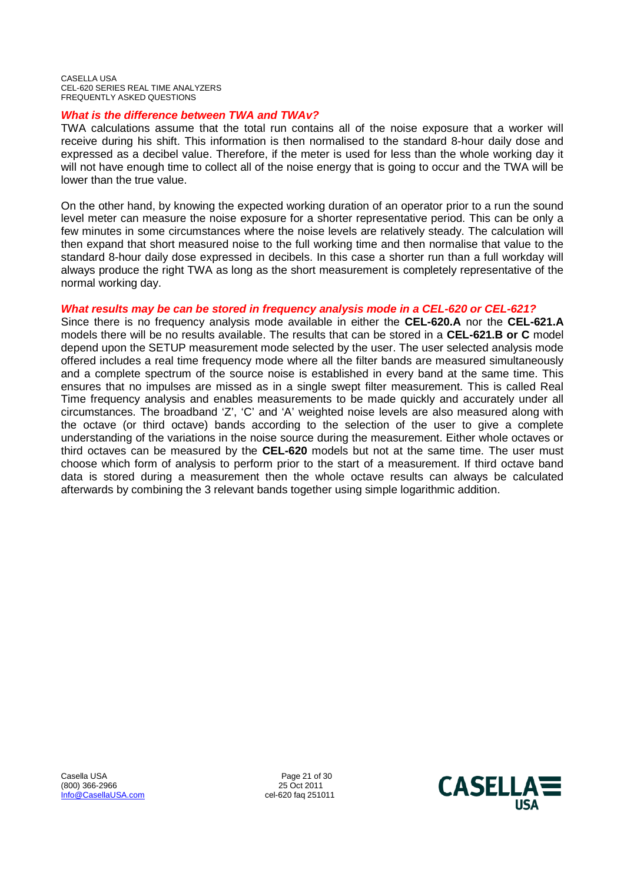### *What is the difference between TWA and TWAv?*

TWA calculations assume that the total run contains all of the noise exposure that a worker will receive during his shift. This information is then normalised to the standard 8-hour daily dose and expressed as a decibel value. Therefore, if the meter is used for less than the whole working day it will not have enough time to collect all of the noise energy that is going to occur and the TWA will be lower than the true value.

On the other hand, by knowing the expected working duration of an operator prior to a run the sound level meter can measure the noise exposure for a shorter representative period. This can be only a few minutes in some circumstances where the noise levels are relatively steady. The calculation will then expand that short measured noise to the full working time and then normalise that value to the standard 8-hour daily dose expressed in decibels. In this case a shorter run than a full workday will always produce the right TWA as long as the short measurement is completely representative of the normal working day.

### *What results may be can be stored in frequency analysis mode in a CEL-620 or CEL-621?*

Since there is no frequency analysis mode available in either the **CEL-620.A** nor the **CEL-621.A** models there will be no results available. The results that can be stored in a **CEL-621.B or C** model depend upon the SETUP measurement mode selected by the user. The user selected analysis mode offered includes a real time frequency mode where all the filter bands are measured simultaneously and a complete spectrum of the source noise is established in every band at the same time. This ensures that no impulses are missed as in a single swept filter measurement. This is called Real Time frequency analysis and enables measurements to be made quickly and accurately under all circumstances. The broadband 'Z', 'C' and 'A' weighted noise levels are also measured along with the octave (or third octave) bands according to the selection of the user to give a complete understanding of the variations in the noise source during the measurement. Either whole octaves or third octaves can be measured by the **CEL-620** models but not at the same time. The user must choose which form of analysis to perform prior to the start of a measurement. If third octave band data is stored during a measurement then the whole octave results can always be calculated afterwards by combining the 3 relevant bands together using simple logarithmic addition.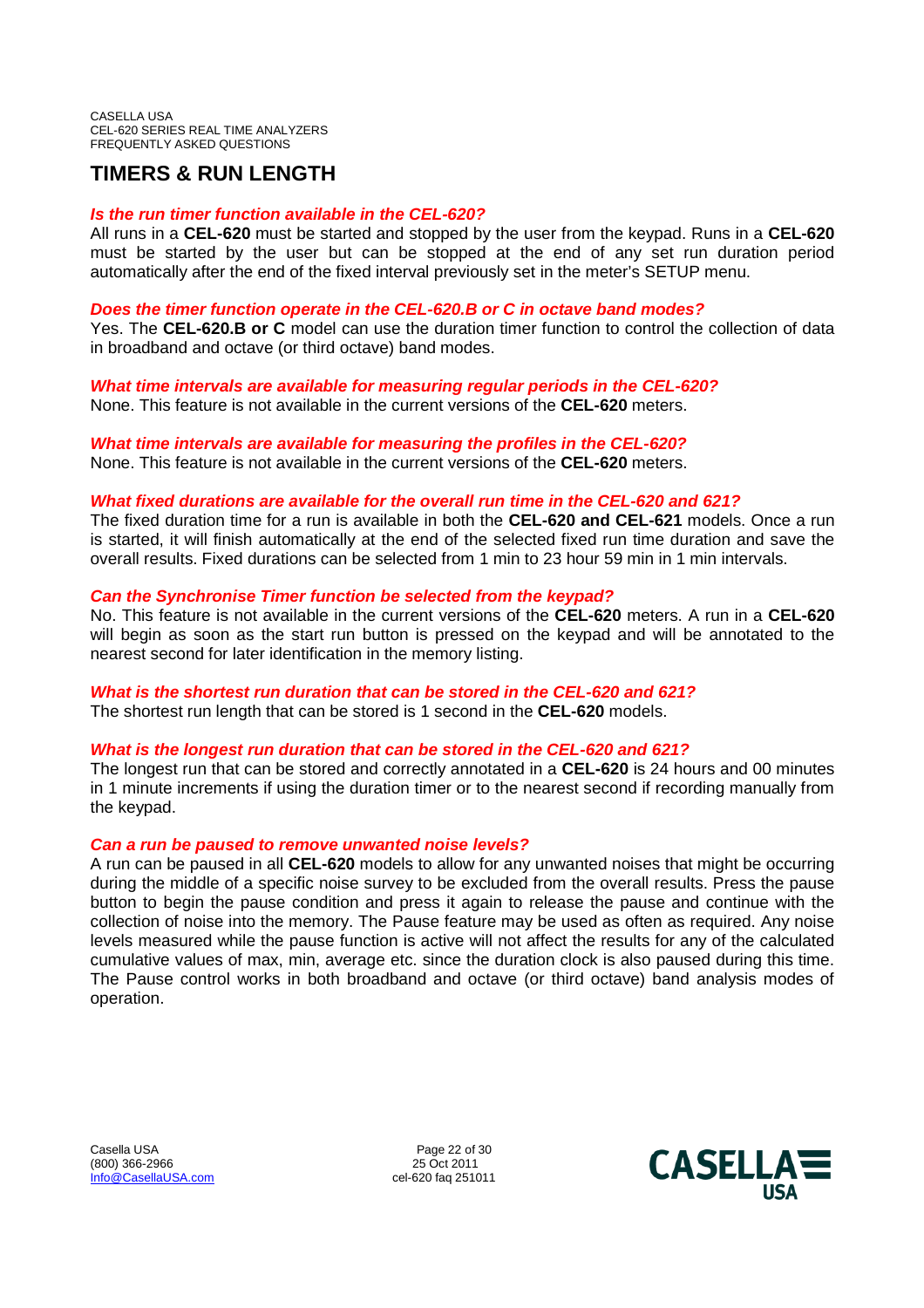## TIMERS & RUN LENGTH

***Is the run timer function available in the CEL-620?***

All runs in a **CEL-620** must be started and stopped by the user from the keypad. Runs in a **CEL-620** must be started by the user but can be stopped at the end of any set run duration period automatically after the end of the fixed interval previously set in the meter's SETUP menu.

***Does the timer function operate in the CEL-620.B or C in octave band modes?***

Yes. The **CEL-620.B or C** model can use the duration timer function to control the collection of data in broadband and octave (or third octave) band modes.

***What time intervals are available for measuring regular periods in the CEL-620?***

None. This feature is not available in the current versions of the **CEL-620** meters.

***What time intervals are available for measuring the profiles in the CEL-620?***

None. This feature is not available in the current versions of the **CEL-620** meters.

***What fixed durations are available for the overall run time in the CEL-620 and 621?***

The fixed duration time for a run is available in both the **CEL-620 and CEL-621** models. Once a run is started, it will finish automatically at the end of the selected fixed run time duration and save the overall results. Fixed durations can be selected from 1 min to 23 hour 59 min in 1 min intervals.

***Can the Synchronise Timer function be selected from the keypad?***

No. This feature is not available in the current versions of the **CEL-620** meters. A run in a **CEL-620** will begin as soon as the start run button is pressed on the keypad and will be annotated to the nearest second for later identification in the memory listing.

***What is the shortest run duration that can be stored in the CEL-620 and 621?***

The shortest run length that can be stored is 1 second in the **CEL-620** models.

***What is the longest run duration that can be stored in the CEL-620 and 621?***

The longest run that can be stored and correctly annotated in a **CEL-620** is 24 hours and 00 minutes in 1 minute increments if using the duration timer or to the nearest second if recording manually from the keypad.

***Can a run be paused to remove unwanted noise levels?***

A run can be paused in all **CEL-620** models to allow for any unwanted noises that might be occurring during the middle of a specific noise survey to be excluded from the overall results. Press the pause button to begin the pause condition and press it again to release the pause and continue with the collection of noise into the memory. The Pause feature may be used as often as required. Any noise levels measured while the pause function is active will not affect the results for any of the calculated cumulative values of max, min, average etc. since the duration clock is also paused during this time. The Pause control works in both broadband and octave (or third octave) band analysis modes of operation.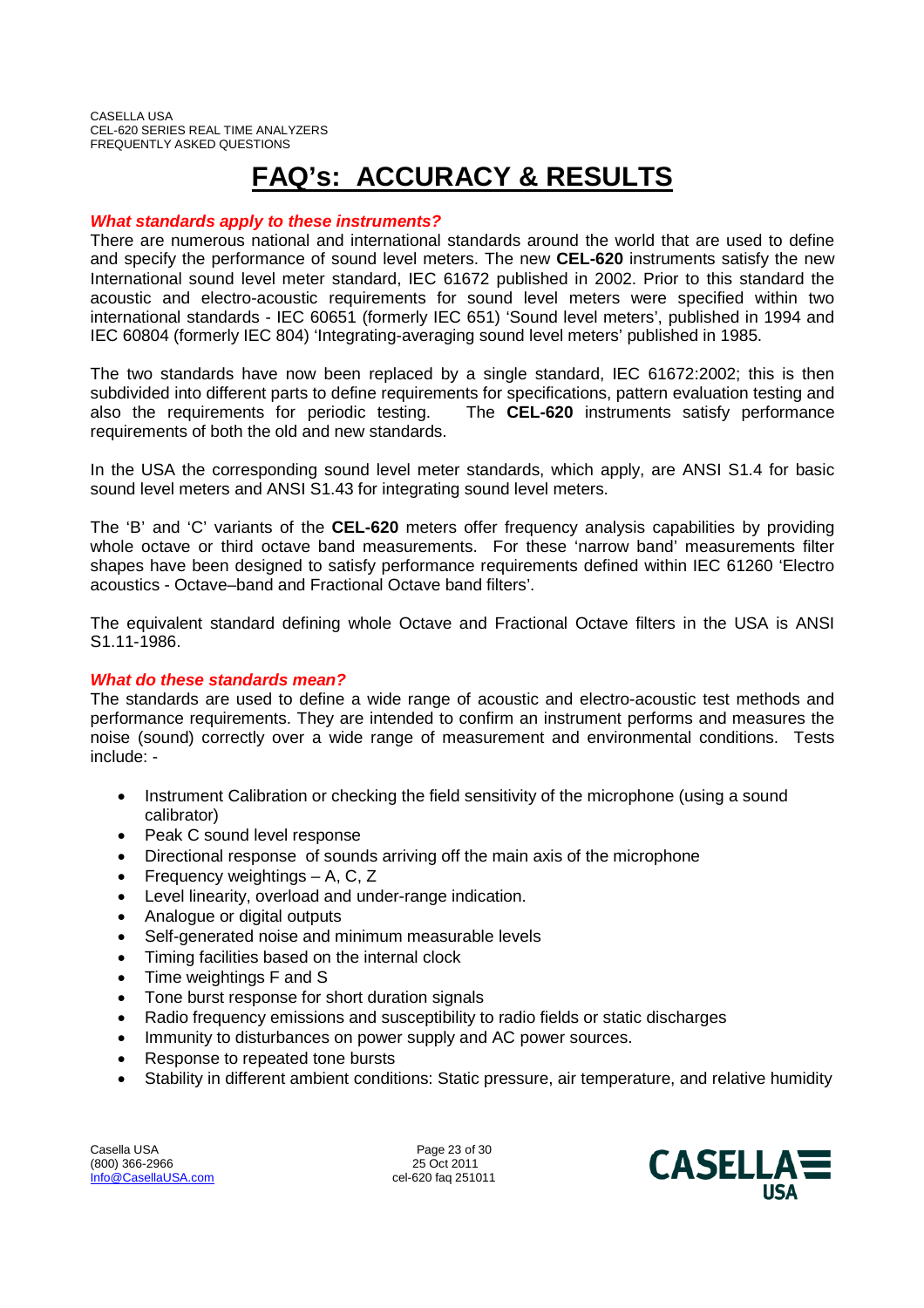# FAQ's: ACCURACY & RESULTS

***What standards apply to these instruments?***

There are numerous national and international standards around the world that are used to define and specify the performance of sound level meters. The new **CEL-620** instruments satisfy the new International sound level meter standard, IEC 61672 published in 2002. Prior to this standard the acoustic and electro-acoustic requirements for sound level meters were specified within two international standards - IEC 60651 (formerly IEC 651) 'Sound level meters', published in 1994 and IEC 60804 (formerly IEC 804) 'Integrating-averaging sound level meters' published in 1985.

The two standards have now been replaced by a single standard, IEC 61672:2002; this is then subdivided into different parts to define requirements for specifications, pattern evaluation testing and also the requirements for periodic testing. The **CEL-620** instruments satisfy performance requirements of both the old and new standards.

In the USA the corresponding sound level meter standards, which apply, are ANSI S1.4 for basic sound level meters and ANSI S1.43 for integrating sound level meters.

The 'B' and 'C' variants of the **CEL-620** meters offer frequency analysis capabilities by providing whole octave or third octave band measurements. For these 'narrow band' measurements filter shapes have been designed to satisfy performance requirements defined within IEC 61260 'Electro acoustics - Octave–band and Fractional Octave band filters'.

The equivalent standard defining whole Octave and Fractional Octave filters in the USA is ANSI S1.11-1986.

***What do these standards mean?***

The standards are used to define a wide range of acoustic and electro-acoustic test methods and performance requirements. They are intended to confirm an instrument performs and measures the noise (sound) correctly over a wide range of measurement and environmental conditions. Tests include: -

- Instrument Calibration or checking the field sensitivity of the microphone (using a sound calibrator)
- Peak C sound level response
- Directional response of sounds arriving off the main axis of the microphone
- Frequency weightings – A, C, Z
- Level linearity, overload and under-range indication.
- Analogue or digital outputs
- Self-generated noise and minimum measurable levels
- Timing facilities based on the internal clock
- Time weightings F and S
- Tone burst response for short duration signals
- Radio frequency emissions and susceptibility to radio fields or static discharges
- Immunity to disturbances on power supply and AC power sources.
- Response to repeated tone bursts
- Stability in different ambient conditions: Static pressure, air temperature, and relative humidity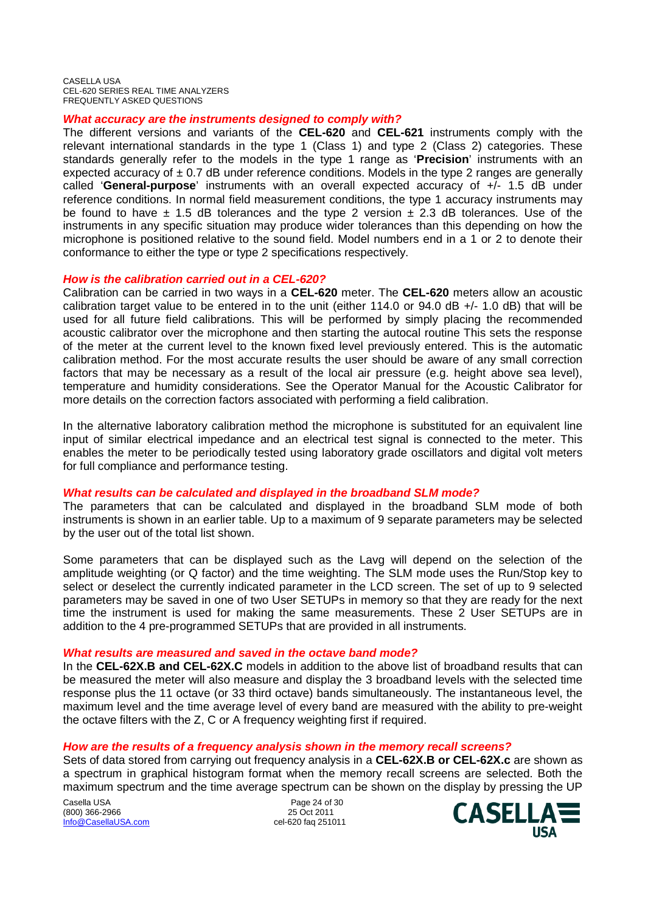#### *What accuracy are the instruments designed to comply with?*

The different versions and variants of the **CEL-620** and **CEL-621** instruments comply with the relevant international standards in the type 1 (Class 1) and type 2 (Class 2) categories. These standards generally refer to the models in the type 1 range as '**Precision**' instruments with an expected accuracy of ± 0.7 dB under reference conditions. Models in the type 2 ranges are generally called '**General-purpose**' instruments with an overall expected accuracy of +/- 1.5 dB under reference conditions. In normal field measurement conditions, the type 1 accuracy instruments may be found to have ± 1.5 dB tolerances and the type 2 version ± 2.3 dB tolerances. Use of the instruments in any specific situation may produce wider tolerances than this depending on how the microphone is positioned relative to the sound field. Model numbers end in a 1 or 2 to denote their conformance to either the type or type 2 specifications respectively.

#### *How is the calibration carried out in a CEL-620?*

Calibration can be carried in two ways in a **CEL-620** meter. The **CEL-620** meters allow an acoustic calibration target value to be entered in to the unit (either 114.0 or 94.0 dB +/- 1.0 dB) that will be used for all future field calibrations. This will be performed by simply placing the recommended acoustic calibrator over the microphone and then starting the autocal routine This sets the response of the meter at the current level to the known fixed level previously entered. This is the automatic calibration method. For the most accurate results the user should be aware of any small correction factors that may be necessary as a result of the local air pressure (e.g. height above sea level), temperature and humidity considerations. See the Operator Manual for the Acoustic Calibrator for more details on the correction factors associated with performing a field calibration.

In the alternative laboratory calibration method the microphone is substituted for an equivalent line input of similar electrical impedance and an electrical test signal is connected to the meter. This enables the meter to be periodically tested using laboratory grade oscillators and digital volt meters for full compliance and performance testing.

#### *What results can be calculated and displayed in the broadband SLM mode?*

The parameters that can be calculated and displayed in the broadband SLM mode of both instruments is shown in an earlier table. Up to a maximum of 9 separate parameters may be selected by the user out of the total list shown.

Some parameters that can be displayed such as the Lavg will depend on the selection of the amplitude weighting (or Q factor) and the time weighting. The SLM mode uses the Run/Stop key to select or deselect the currently indicated parameter in the LCD screen. The set of up to 9 selected parameters may be saved in one of two User SETUPs in memory so that they are ready for the next time the instrument is used for making the same measurements. These 2 User SETUPs are in addition to the 4 pre-programmed SETUPs that are provided in all instruments.

#### *What results are measured and saved in the octave band mode?*

In the **CEL-62X.B and CEL-62X.C** models in addition to the above list of broadband results that can be measured the meter will also measure and display the 3 broadband levels with the selected time response plus the 11 octave (or 33 third octave) bands simultaneously. The instantaneous level, the maximum level and the time average level of every band are measured with the ability to pre-weight the octave filters with the Z, C or A frequency weighting first if required.

#### *How are the results of a frequency analysis shown in the memory recall screens?*

Sets of data stored from carrying out frequency analysis in a **CEL-62X.B or CEL-62X.c** are shown as a spectrum in graphical histogram format when the memory recall screens are selected. Both the maximum spectrum and the time average spectrum can be shown on the display by pressing the UP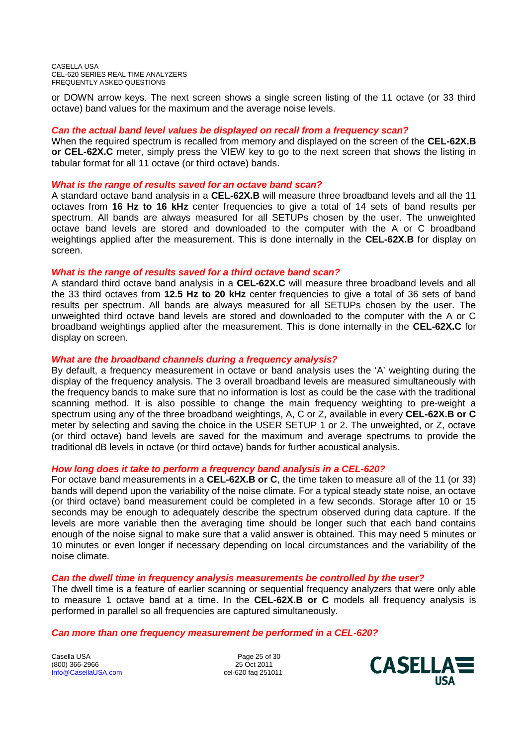or DOWN arrow keys. The next screen shows a single screen listing of the 11 octave (or 33 third octave) band values for the maximum and the average noise levels.

***Can the actual band level values be displayed on recall from a frequency scan?***

When the required spectrum is recalled from memory and displayed on the screen of the **CEL-62X.B or CEL-62X.C** meter, simply press the VIEW key to go to the next screen that shows the listing in tabular format for all 11 octave (or third octave) bands.

***What is the range of results saved for an octave band scan?***

A standard octave band analysis in a **CEL-62X.B** will measure three broadband levels and all the 11 octaves from **16 Hz to 16 kHz** center frequencies to give a total of 14 sets of band results per spectrum. All bands are always measured for all SETUPs chosen by the user. The unweighted octave band levels are stored and downloaded to the computer with the A or C broadband weightings applied after the measurement. This is done internally in the **CEL-62X.B** for display on screen.

***What is the range of results saved for a third octave band scan?***

A standard third octave band analysis in a **CEL-62X.C** will measure three broadband levels and all the 33 third octaves from **12.5 Hz to 20 kHz** center frequencies to give a total of 36 sets of band results per spectrum. All bands are always measured for all SETUPs chosen by the user. The unweighted third octave band levels are stored and downloaded to the computer with the A or C broadband weightings applied after the measurement. This is done internally in the **CEL-62X.C** for display on screen.

***What are the broadband channels during a frequency analysis?***

By default, a frequency measurement in octave or band analysis uses the 'A' weighting during the display of the frequency analysis. The 3 overall broadband levels are measured simultaneously with the frequency bands to make sure that no information is lost as could be the case with the traditional scanning method. It is also possible to change the main frequency weighting to pre-weight a spectrum using any of the three broadband weightings, A, C or Z, available in every **CEL-62X.B or C** meter by selecting and saving the choice in the USER SETUP 1 or 2. The unweighted, or Z, octave (or third octave) band levels are saved for the maximum and average spectrums to provide the traditional dB levels in octave (or third octave) bands for further acoustical analysis.

***How long does it take to perform a frequency band analysis in a CEL-620?***

For octave band measurements in a **CEL-62X.B or C**, the time taken to measure all of the 11 (or 33) bands will depend upon the variability of the noise climate. For a typical steady state noise, an octave (or third octave) band measurement could be completed in a few seconds. Storage after 10 or 15 seconds may be enough to adequately describe the spectrum observed during data capture. If the levels are more variable then the averaging time should be longer such that each band contains enough of the noise signal to make sure that a valid answer is obtained. This may need 5 minutes or 10 minutes or even longer if necessary depending on local circumstances and the variability of the noise climate.

***Can the dwell time in frequency analysis measurements be controlled by the user?***

The dwell time is a feature of earlier scanning or sequential frequency analyzers that were only able to measure 1 octave band at a time. In the **CEL-62X.B or C** models all frequency analysis is performed in parallel so all frequencies are captured simultaneously.

***Can more than one frequency measurement be performed in a CEL-620?***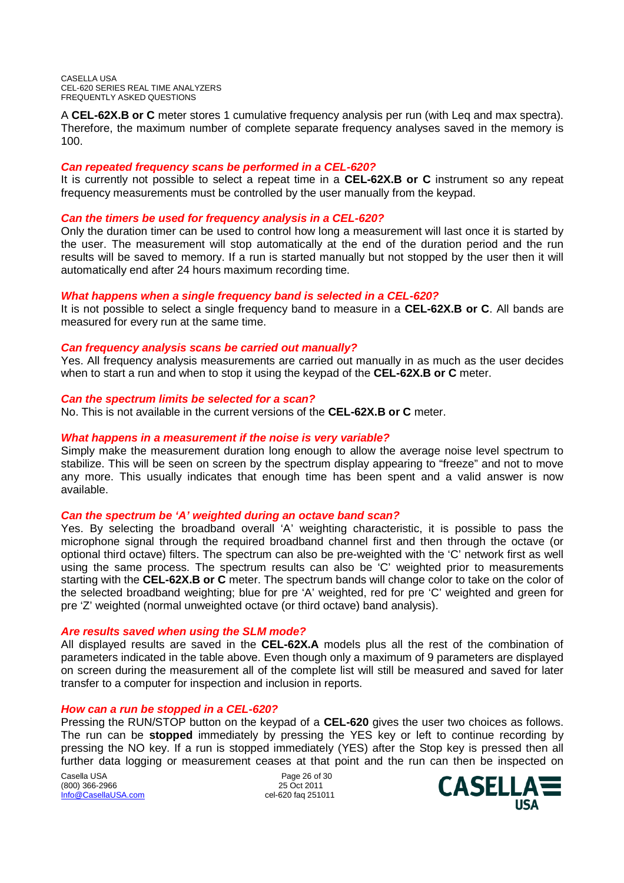A **CEL-62X.B or C** meter stores 1 cumulative frequency analysis per run (with Leq and max spectra). Therefore, the maximum number of complete separate frequency analyses saved in the memory is 100.

***Can repeated frequency scans be performed in a CEL-620?***
It is currently not possible to select a repeat time in a **CEL-62X.B or C** instrument so any repeat frequency measurements must be controlled by the user manually from the keypad.

***Can the timers be used for frequency analysis in a CEL-620?***
Only the duration timer can be used to control how long a measurement will last once it is started by the user. The measurement will stop automatically at the end of the duration period and the run results will be saved to memory. If a run is started manually but not stopped by the user then it will automatically end after 24 hours maximum recording time.

***What happens when a single frequency band is selected in a CEL-620?***
It is not possible to select a single frequency band to measure in a **CEL-62X.B or C**. All bands are measured for every run at the same time.

***Can frequency analysis scans be carried out manually?***
Yes. All frequency analysis measurements are carried out manually in as much as the user decides when to start a run and when to stop it using the keypad of the **CEL-62X.B or C** meter.

***Can the spectrum limits be selected for a scan?***
No. This is not available in the current versions of the **CEL-62X.B or C** meter.

***What happens in a measurement if the noise is very variable?***
Simply make the measurement duration long enough to allow the average noise level spectrum to stabilize. This will be seen on screen by the spectrum display appearing to "freeze" and not to move any more. This usually indicates that enough time has been spent and a valid answer is now available.

***Can the spectrum be 'A' weighted during an octave band scan?***
Yes. By selecting the broadband overall 'A' weighting characteristic, it is possible to pass the microphone signal through the required broadband channel first and then through the octave (or optional third octave) filters. The spectrum can also be pre-weighted with the 'C' network first as well using the same process. The spectrum results can also be 'C' weighted prior to measurements starting with the **CEL-62X.B or C** meter. The spectrum bands will change color to take on the color of the selected broadband weighting; blue for pre 'A' weighted, red for pre 'C' weighted and green for pre 'Z' weighted (normal unweighted octave (or third octave) band analysis).

***Are results saved when using the SLM mode?***
All displayed results are saved in the **CEL-62X.A** models plus all the rest of the combination of parameters indicated in the table above. Even though only a maximum of 9 parameters are displayed on screen during the measurement all of the complete list will still be measured and saved for later transfer to a computer for inspection and inclusion in reports.

***How can a run be stopped in a CEL-620?***
Pressing the RUN/STOP button on the keypad of a **CEL-620** gives the user two choices as follows. The run can be **stopped** immediately by pressing the YES key or left to continue recording by pressing the NO key. If a run is stopped immediately (YES) after the Stop key is pressed then all further data logging or measurement ceases at that point and the run can then be inspected on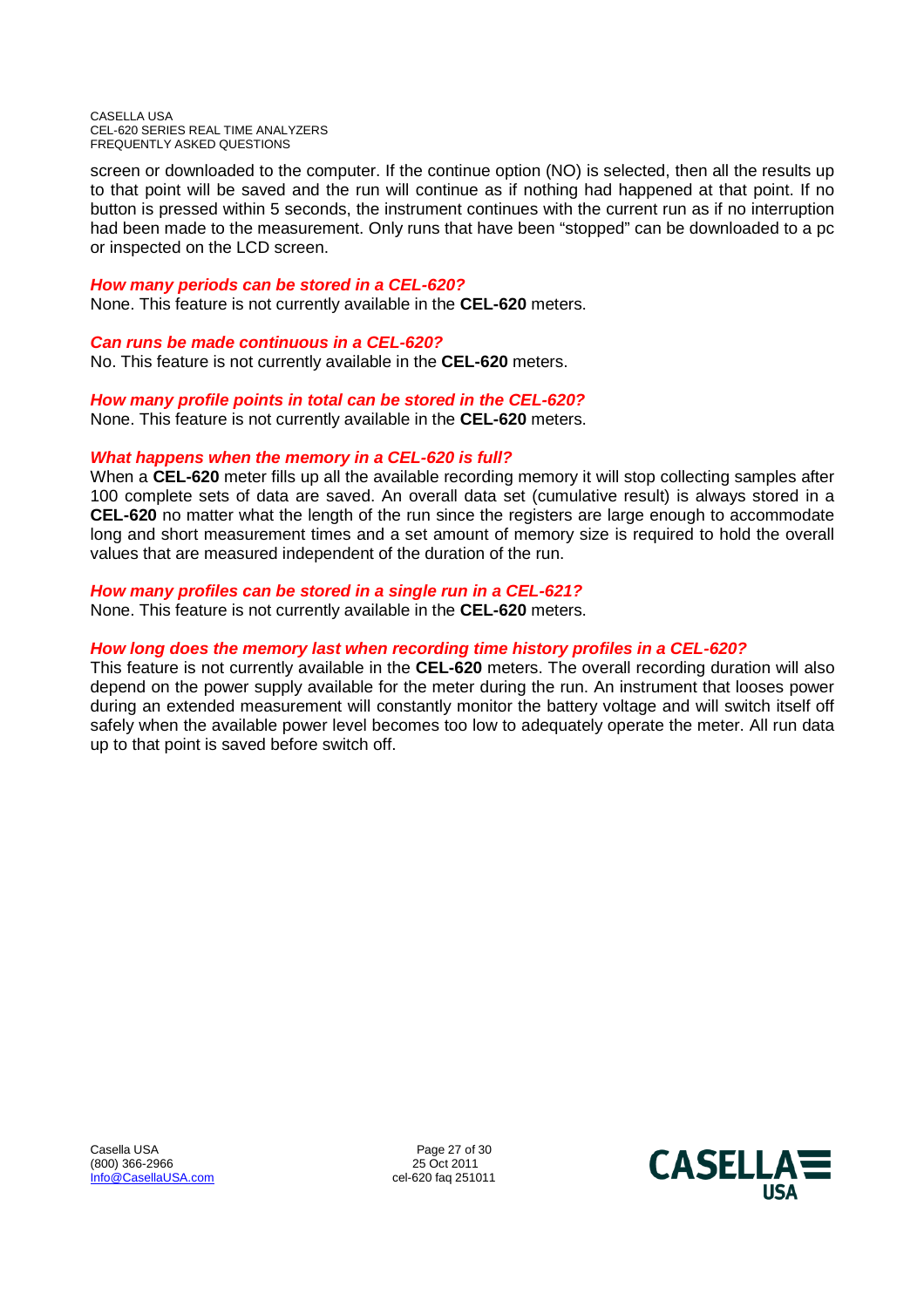screen or downloaded to the computer. If the continue option (NO) is selected, then all the results up to that point will be saved and the run will continue as if nothing had happened at that point. If no button is pressed within 5 seconds, the instrument continues with the current run as if no interruption had been made to the measurement. Only runs that have been "stopped" can be downloaded to a pc or inspected on the LCD screen.

### *How many periods can be stored in a CEL-620?*

None. This feature is not currently available in the **CEL-620** meters.

### *Can runs be made continuous in a CEL-620?*

No. This feature is not currently available in the **CEL-620** meters.

### *How many profile points in total can be stored in the CEL-620?*

None. This feature is not currently available in the **CEL-620** meters.

### *What happens when the memory in a CEL-620 is full?*

When a **CEL-620** meter fills up all the available recording memory it will stop collecting samples after 100 complete sets of data are saved. An overall data set (cumulative result) is always stored in a **CEL-620** no matter what the length of the run since the registers are large enough to accommodate long and short measurement times and a set amount of memory size is required to hold the overall values that are measured independent of the duration of the run.

### *How many profiles can be stored in a single run in a CEL-621?*

None. This feature is not currently available in the **CEL-620** meters.

### *How long does the memory last when recording time history profiles in a CEL-620?*

This feature is not currently available in the **CEL-620** meters. The overall recording duration will also depend on the power supply available for the meter during the run. An instrument that looses power during an extended measurement will constantly monitor the battery voltage and will switch itself off safely when the available power level becomes too low to adequately operate the meter. All run data up to that point is saved before switch off.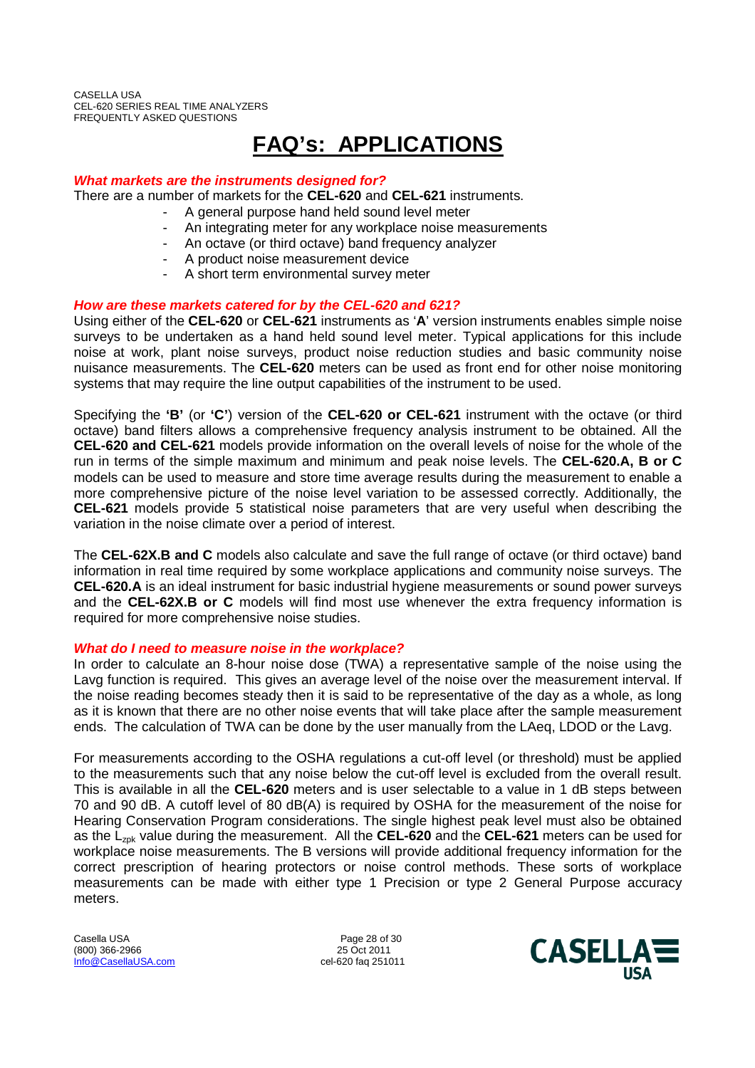# FAQ's: APPLICATIONS

***What markets are the instruments designed for?***

There are a number of markets for the **CEL-620** and **CEL-621** instruments.

- A general purpose hand held sound level meter
- An integrating meter for any workplace noise measurements
- An octave (or third octave) band frequency analyzer
- A product noise measurement device
- A short term environmental survey meter

***How are these markets catered for by the CEL-620 and 621?***

Using either of the **CEL-620** or **CEL-621** instruments as '**A**' version instruments enables simple noise surveys to be undertaken as a hand held sound level meter. Typical applications for this include noise at work, plant noise surveys, product noise reduction studies and basic community noise nuisance measurements. The **CEL-620** meters can be used as front end for other noise monitoring systems that may require the line output capabilities of the instrument to be used.

Specifying the **'B'** (or **'C'**) version of the **CEL-620 or CEL-621** instrument with the octave (or third octave) band filters allows a comprehensive frequency analysis instrument to be obtained. All the **CEL-620 and CEL-621** models provide information on the overall levels of noise for the whole of the run in terms of the simple maximum and minimum and peak noise levels. The **CEL-620.A, B or C** models can be used to measure and store time average results during the measurement to enable a more comprehensive picture of the noise level variation to be assessed correctly. Additionally, the **CEL-621** models provide 5 statistical noise parameters that are very useful when describing the variation in the noise climate over a period of interest.

The **CEL-62X.B and C** models also calculate and save the full range of octave (or third octave) band information in real time required by some workplace applications and community noise surveys. The **CEL-620.A** is an ideal instrument for basic industrial hygiene measurements or sound power surveys and the **CEL-62X.B or C** models will find most use whenever the extra frequency information is required for more comprehensive noise studies.

***What do I need to measure noise in the workplace?***

In order to calculate an 8-hour noise dose (TWA) a representative sample of the noise using the Lavg function is required. This gives an average level of the noise over the measurement interval. If the noise reading becomes steady then it is said to be representative of the day as a whole, as long as it is known that there are no other noise events that will take place after the sample measurement ends. The calculation of TWA can be done by the user manually from the LAeq, LDOD or the Lavg.

For measurements according to the OSHA regulations a cut-off level (or threshold) must be applied to the measurements such that any noise below the cut-off level is excluded from the overall result. This is available in all the **CEL-620** meters and is user selectable to a value in 1 dB steps between 70 and 90 dB. A cutoff level of 80 dB(A) is required by OSHA for the measurement of the noise for Hearing Conservation Program considerations. The single highest peak level must also be obtained as the $L_{zpk}$ value during the measurement. All the **CEL-620** and the **CEL-621** meters can be used for workplace noise measurements. The B versions will provide additional frequency information for the correct prescription of hearing protectors or noise control methods. These sorts of workplace measurements can be made with either type 1 Precision or type 2 General Purpose accuracy meters.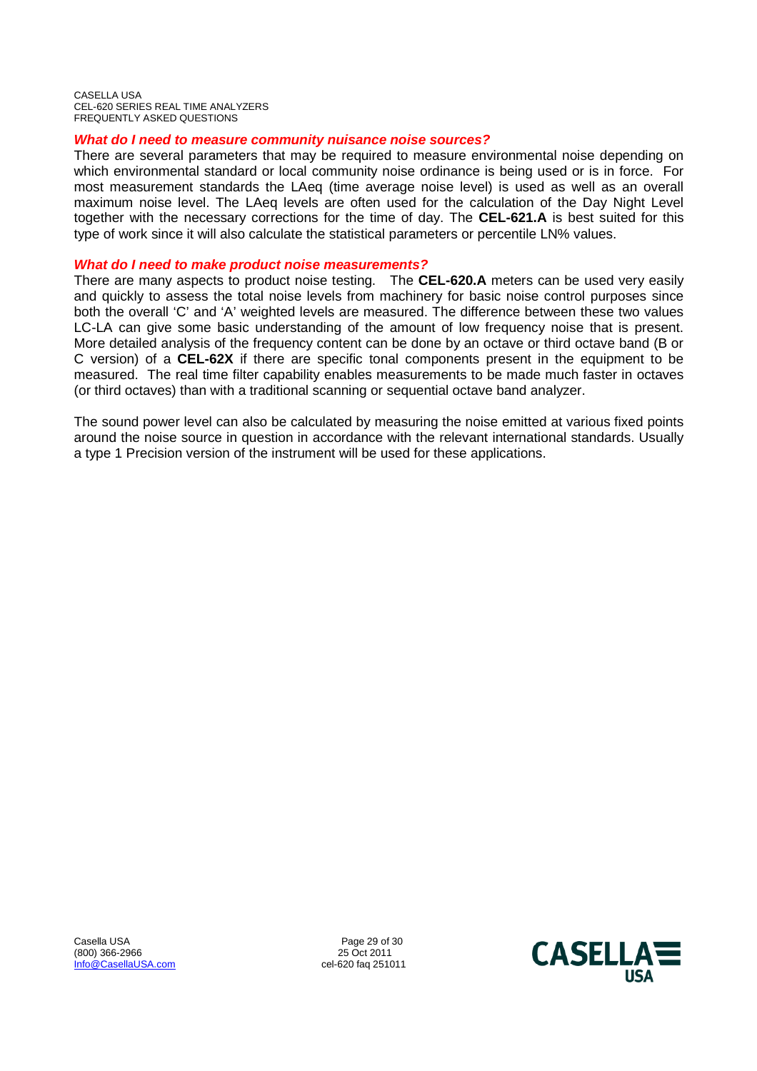### *What do I need to measure community nuisance noise sources?*

There are several parameters that may be required to measure environmental noise depending on which environmental standard or local community noise ordinance is being used or is in force. For most measurement standards the LAeq (time average noise level) is used as well as an overall maximum noise level. The LAeq levels are often used for the calculation of the Day Night Level together with the necessary corrections for the time of day. The **CEL-621.A** is best suited for this type of work since it will also calculate the statistical parameters or percentile LN% values.

### *What do I need to make product noise measurements?*

There are many aspects to product noise testing. The **CEL-620.A** meters can be used very easily and quickly to assess the total noise levels from machinery for basic noise control purposes since both the overall 'C' and 'A' weighted levels are measured. The difference between these two values LC-LA can give some basic understanding of the amount of low frequency noise that is present. More detailed analysis of the frequency content can be done by an octave or third octave band (B or C version) of a **CEL-62X** if there are specific tonal components present in the equipment to be measured. The real time filter capability enables measurements to be made much faster in octaves (or third octaves) than with a traditional scanning or sequential octave band analyzer.

The sound power level can also be calculated by measuring the noise emitted at various fixed points around the noise source in question in accordance with the relevant international standards. Usually a type 1 Precision version of the instrument will be used for these applications.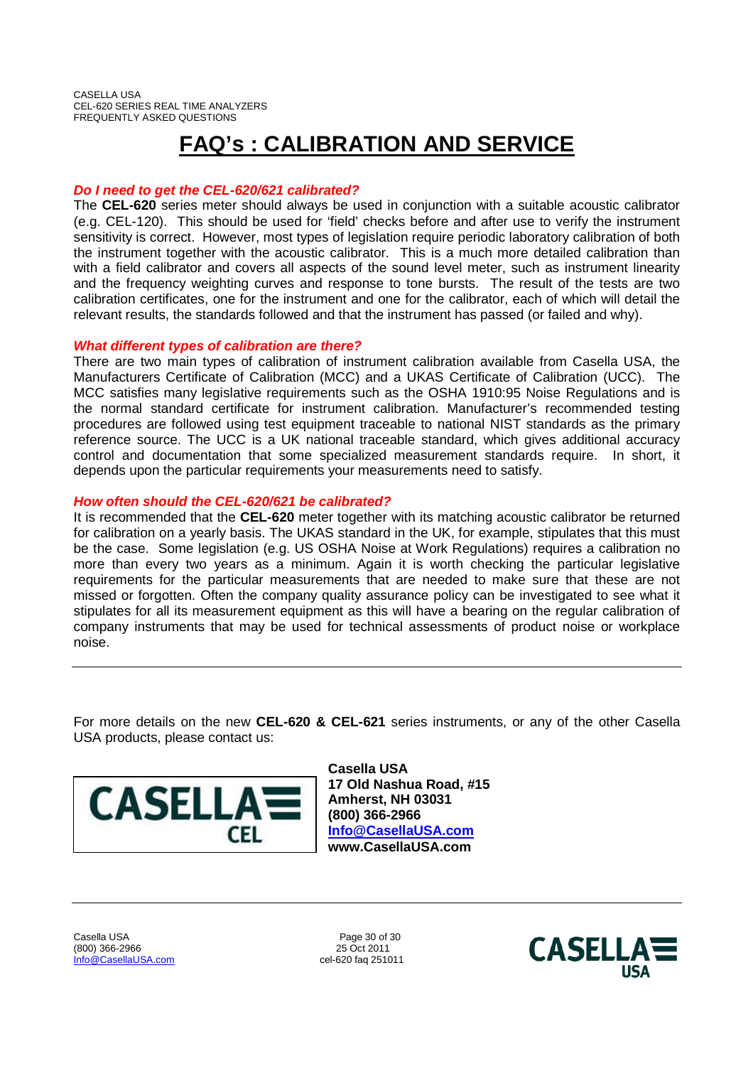// FAQ’s : CALIBRATION AND SERVICE

# FAQ’s : CALIBRATION AND SERVICE

***Do I need to get the CEL-620/621 calibrated?***

The **CEL-620** series meter should always be used in conjunction with a suitable acoustic calibrator (e.g. CEL-120). This should be used for ‘field’ checks before and after use to verify the instrument sensitivity is correct. However, most types of legislation require periodic laboratory calibration of both the instrument together with the acoustic calibrator. This is a much more detailed calibration than with a field calibrator and covers all aspects of the sound level meter, such as instrument linearity and the frequency weighting curves and response to tone bursts. The result of the tests are two calibration certificates, one for the instrument and one for the calibrator, each of which will detail the relevant results, the standards followed and that the instrument has passed (or failed and why).

***What different types of calibration are there?***

There are two main types of calibration of instrument calibration available from Casella USA, the Manufacturers Certificate of Calibration (MCC) and a UKAS Certificate of Calibration (UCC). The MCC satisfies many legislative requirements such as the OSHA 1910:95 Noise Regulations and is the normal standard certificate for instrument calibration. Manufacturer’s recommended testing procedures are followed using test equipment traceable to national NIST standards as the primary reference source. The UCC is a UK national traceable standard, which gives additional accuracy control and documentation that some specialized measurement standards require. In short, it depends upon the particular requirements your measurements need to satisfy.

***How often should the CEL-620/621 be calibrated?***

It is recommended that the **CEL-620** meter together with its matching acoustic calibrator be returned for calibration on a yearly basis. The UKAS standard in the UK, for example, stipulates that this must be the case. Some legislation (e.g. US OSHA Noise at Work Regulations) requires a calibration no more than every two years as a minimum. Again it is worth checking the particular legislative requirements for the particular measurements that are needed to make sure that these are not missed or forgotten. Often the company quality assurance policy can be investigated to see what it stipulates for all its measurement equipment as this will have a bearing on the regular calibration of company instruments that may be used for technical assessments of product noise or workplace noise.

---

For more details on the new **CEL-620 & CEL-621** series instruments, or any of the other Casella USA products, please contact us:

CASELLA CEL

**Casella USA**
**17 Old Nashua Road, #15**
**Amherst, NH 03031**
**(800) 366-2966**
**[Info@CasellaUSA.com](mailto:Info@CasellaUSA.com)**
**www.CasellaUSA.com**